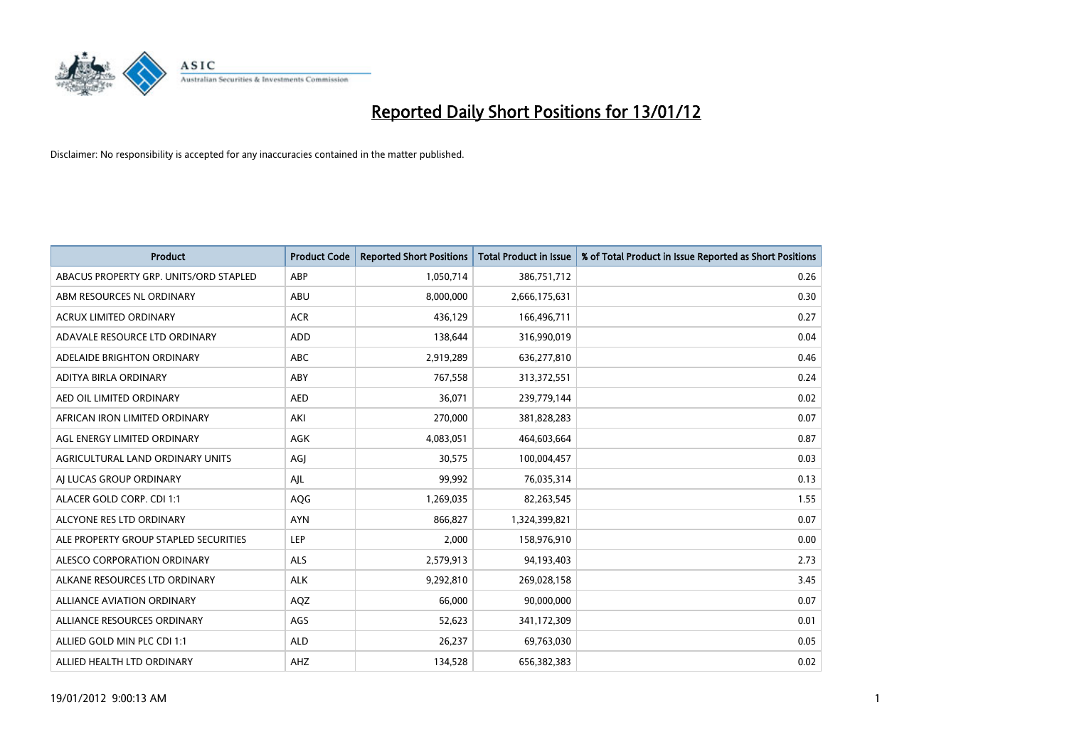# Reported Daily Short Positions for 13/01/12

Disclaimer: No responsibility is accepted for any inaccuracies contained in the matter published.

| Product | Product Code | Reported Short Positions | Total Product in Issue | % of Total Product in Issue Reported as Short Positions |
|---|---|---|---|---|
| ABACUS PROPERTY GRP. UNITS/ORD STAPLED | ABP | 1,050,714 | 386,751,712 | 0.26 |
| ABM RESOURCES NL ORDINARY | ABU | 8,000,000 | 2,666,175,631 | 0.30 |
| ACRUX LIMITED ORDINARY | ACR | 436,129 | 166,496,711 | 0.27 |
| ADAVALE RESOURCE LTD ORDINARY | ADD | 138,644 | 316,990,019 | 0.04 |
| ADELAIDE BRIGHTON ORDINARY | ABC | 2,919,289 | 636,277,810 | 0.46 |
| ADITYA BIRLA ORDINARY | ABY | 767,558 | 313,372,551 | 0.24 |
| AED OIL LIMITED ORDINARY | AED | 36,071 | 239,779,144 | 0.02 |
| AFRICAN IRON LIMITED ORDINARY | AKI | 270,000 | 381,828,283 | 0.07 |
| AGL ENERGY LIMITED ORDINARY | AGK | 4,083,051 | 464,603,664 | 0.87 |
| AGRICULTURAL LAND ORDINARY UNITS | AGJ | 30,575 | 100,004,457 | 0.03 |
| AJ LUCAS GROUP ORDINARY | AJL | 99,992 | 76,035,314 | 0.13 |
| ALACER GOLD CORP. CDI 1:1 | AQG | 1,269,035 | 82,263,545 | 1.55 |
| ALCYONE RES LTD ORDINARY | AYN | 866,827 | 1,324,399,821 | 0.07 |
| ALE PROPERTY GROUP STAPLED SECURITIES | LEP | 2,000 | 158,976,910 | 0.00 |
| ALESCO CORPORATION ORDINARY | ALS | 2,579,913 | 94,193,403 | 2.73 |
| ALKANE RESOURCES LTD ORDINARY | ALK | 9,292,810 | 269,028,158 | 3.45 |
| ALLIANCE AVIATION ORDINARY | AQZ | 66,000 | 90,000,000 | 0.07 |
| ALLIANCE RESOURCES ORDINARY | AGS | 52,623 | 341,172,309 | 0.01 |
| ALLIED GOLD MIN PLC CDI 1:1 | ALD | 26,237 | 69,763,030 | 0.05 |
| ALLIED HEALTH LTD ORDINARY | AHZ | 134,528 | 656,382,383 | 0.02 |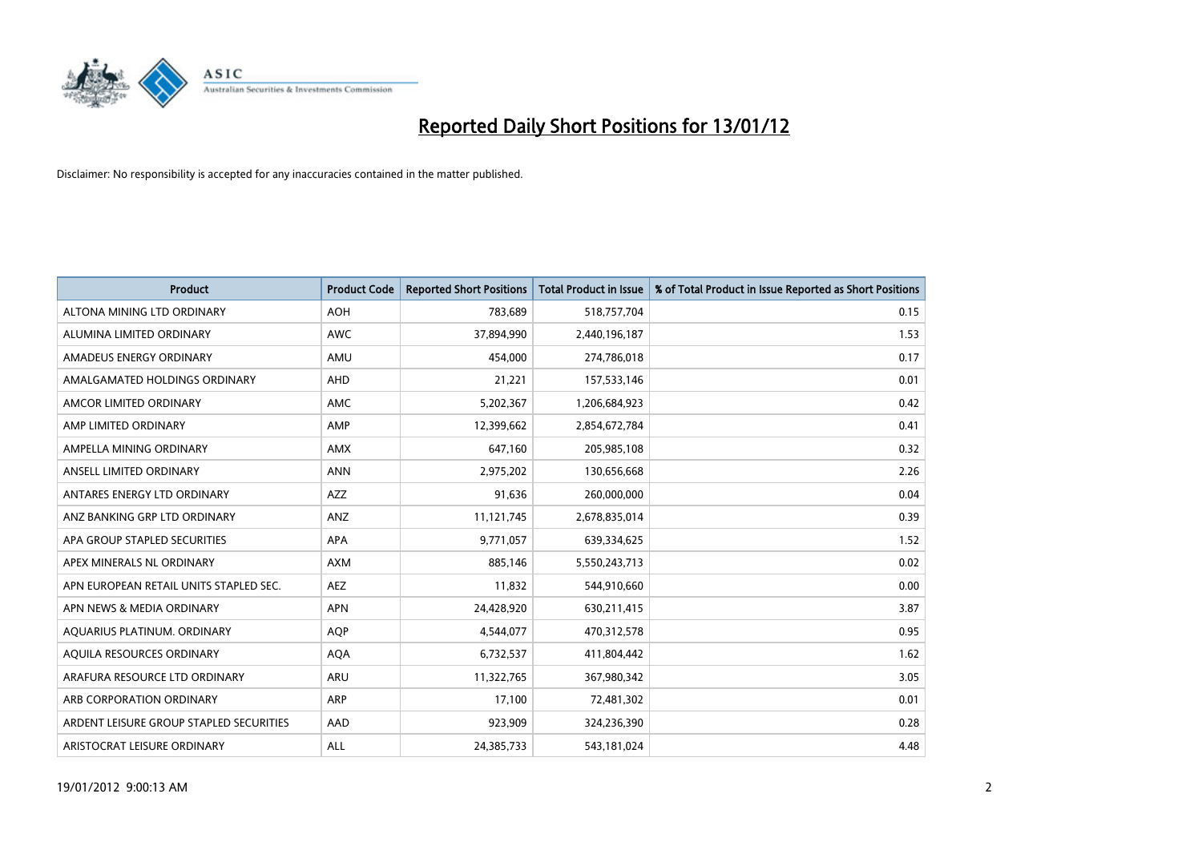# Reported Daily Short Positions for 13/01/12

Disclaimer: No responsibility is accepted for any inaccuracies contained in the matter published.

| Product | Product Code | Reported Short Positions | Total Product in Issue | % of Total Product in Issue Reported as Short Positions |
|---|---|---|---|---|
| ALTONA MINING LTD ORDINARY | AOH | 783,689 | 518,757,704 | 0.15 |
| ALUMINA LIMITED ORDINARY | AWC | 37,894,990 | 2,440,196,187 | 1.53 |
| AMADEUS ENERGY ORDINARY | AMU | 454,000 | 274,786,018 | 0.17 |
| AMALGAMATED HOLDINGS ORDINARY | AHD | 21,221 | 157,533,146 | 0.01 |
| AMCOR LIMITED ORDINARY | AMC | 5,202,367 | 1,206,684,923 | 0.42 |
| AMP LIMITED ORDINARY | AMP | 12,399,662 | 2,854,672,784 | 0.41 |
| AMPELLA MINING ORDINARY | AMX | 647,160 | 205,985,108 | 0.32 |
| ANSELL LIMITED ORDINARY | ANN | 2,975,202 | 130,656,668 | 2.26 |
| ANTARES ENERGY LTD ORDINARY | AZZ | 91,636 | 260,000,000 | 0.04 |
| ANZ BANKING GRP LTD ORDINARY | ANZ | 11,121,745 | 2,678,835,014 | 0.39 |
| APA GROUP STAPLED SECURITIES | APA | 9,771,057 | 639,334,625 | 1.52 |
| APEX MINERALS NL ORDINARY | AXM | 885,146 | 5,550,243,713 | 0.02 |
| APN EUROPEAN RETAIL UNITS STAPLED SEC. | AEZ | 11,832 | 544,910,660 | 0.00 |
| APN NEWS & MEDIA ORDINARY | APN | 24,428,920 | 630,211,415 | 3.87 |
| AQUARIUS PLATINUM. ORDINARY | AQP | 4,544,077 | 470,312,578 | 0.95 |
| AQUILA RESOURCES ORDINARY | AQA | 6,732,537 | 411,804,442 | 1.62 |
| ARAFURA RESOURCE LTD ORDINARY | ARU | 11,322,765 | 367,980,342 | 3.05 |
| ARB CORPORATION ORDINARY | ARP | 17,100 | 72,481,302 | 0.01 |
| ARDENT LEISURE GROUP STAPLED SECURITIES | AAD | 923,909 | 324,236,390 | 0.28 |
| ARISTOCRAT LEISURE ORDINARY | ALL | 24,385,733 | 543,181,024 | 4.48 |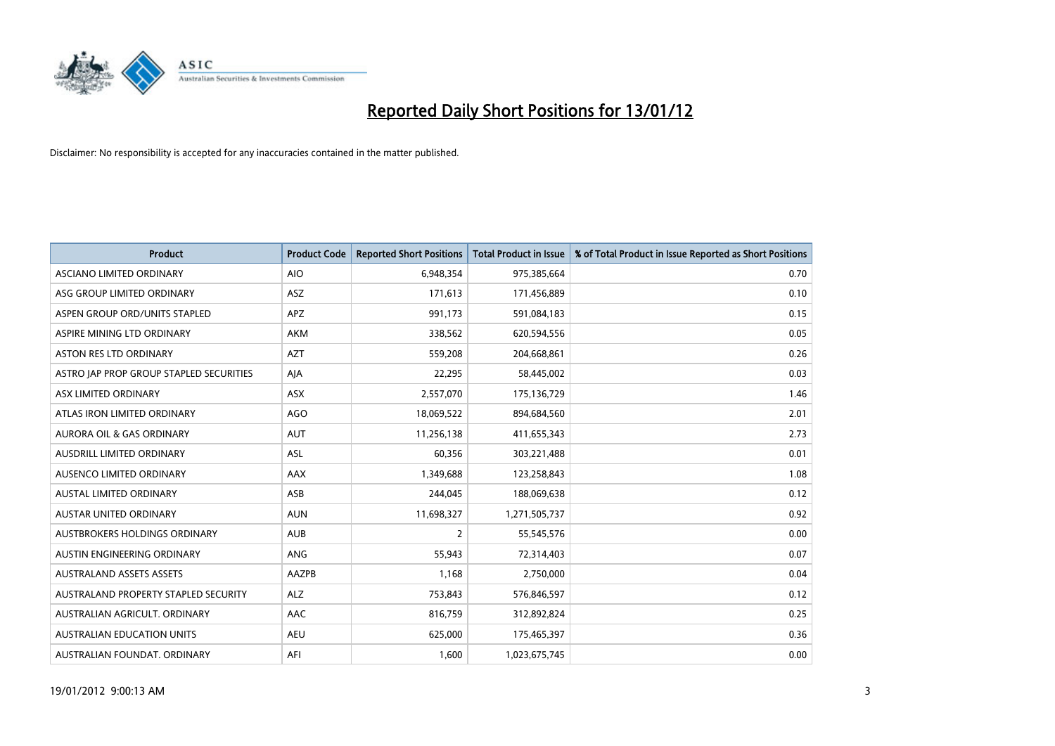# Reported Daily Short Positions for 13/01/12

Disclaimer: No responsibility is accepted for any inaccuracies contained in the matter published.

| Product | Product Code | Reported Short Positions | Total Product in Issue | % of Total Product in Issue Reported as Short Positions |
|---|---|---|---|---|
| ASCIANO LIMITED ORDINARY | AIO | 6,948,354 | 975,385,664 | 0.70 |
| ASG GROUP LIMITED ORDINARY | ASZ | 171,613 | 171,456,889 | 0.10 |
| ASPEN GROUP ORD/UNITS STAPLED | APZ | 991,173 | 591,084,183 | 0.15 |
| ASPIRE MINING LTD ORDINARY | AKM | 338,562 | 620,594,556 | 0.05 |
| ASTON RES LTD ORDINARY | AZT | 559,208 | 204,668,861 | 0.26 |
| ASTRO JAP PROP GROUP STAPLED SECURITIES | AJA | 22,295 | 58,445,002 | 0.03 |
| ASX LIMITED ORDINARY | ASX | 2,557,070 | 175,136,729 | 1.46 |
| ATLAS IRON LIMITED ORDINARY | AGO | 18,069,522 | 894,684,560 | 2.01 |
| AURORA OIL & GAS ORDINARY | AUT | 11,256,138 | 411,655,343 | 2.73 |
| AUSDRILL LIMITED ORDINARY | ASL | 60,356 | 303,221,488 | 0.01 |
| AUSENCO LIMITED ORDINARY | AAX | 1,349,688 | 123,258,843 | 1.08 |
| AUSTAL LIMITED ORDINARY | ASB | 244,045 | 188,069,638 | 0.12 |
| AUSTAR UNITED ORDINARY | AUN | 11,698,327 | 1,271,505,737 | 0.92 |
| AUSTBROKERS HOLDINGS ORDINARY | AUB | 2 | 55,545,576 | 0.00 |
| AUSTIN ENGINEERING ORDINARY | ANG | 55,943 | 72,314,403 | 0.07 |
| AUSTRALAND ASSETS ASSETS | AAZPB | 1,168 | 2,750,000 | 0.04 |
| AUSTRALAND PROPERTY STAPLED SECURITY | ALZ | 753,843 | 576,846,597 | 0.12 |
| AUSTRALIAN AGRICULT. ORDINARY | AAC | 816,759 | 312,892,824 | 0.25 |
| AUSTRALIAN EDUCATION UNITS | AEU | 625,000 | 175,465,397 | 0.36 |
| AUSTRALIAN FOUNDAT. ORDINARY | AFI | 1,600 | 1,023,675,745 | 0.00 |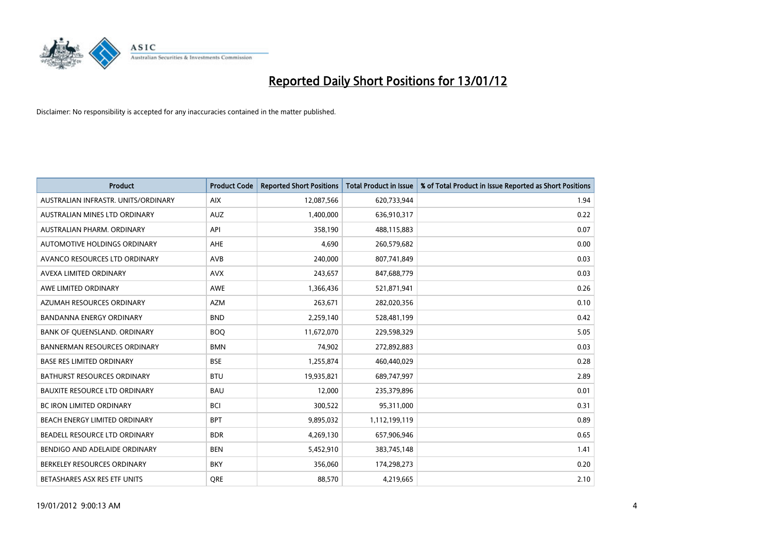# Reported Daily Short Positions for 13/01/12

Disclaimer: No responsibility is accepted for any inaccuracies contained in the matter published.

| Product | Product Code | Reported Short Positions | Total Product in Issue | % of Total Product in Issue Reported as Short Positions |
|---|---|---|---|---|
| AUSTRALIAN INFRASTR. UNITS/ORDINARY | AIX | 12,087,566 | 620,733,944 | 1.94 |
| AUSTRALIAN MINES LTD ORDINARY | AUZ | 1,400,000 | 636,910,317 | 0.22 |
| AUSTRALIAN PHARM. ORDINARY | API | 358,190 | 488,115,883 | 0.07 |
| AUTOMOTIVE HOLDINGS ORDINARY | AHE | 4,690 | 260,579,682 | 0.00 |
| AVANCO RESOURCES LTD ORDINARY | AVB | 240,000 | 807,741,849 | 0.03 |
| AVEXA LIMITED ORDINARY | AVX | 243,657 | 847,688,779 | 0.03 |
| AWE LIMITED ORDINARY | AWE | 1,366,436 | 521,871,941 | 0.26 |
| AZUMAH RESOURCES ORDINARY | AZM | 263,671 | 282,020,356 | 0.10 |
| BANDANNA ENERGY ORDINARY | BND | 2,259,140 | 528,481,199 | 0.42 |
| BANK OF QUEENSLAND. ORDINARY | BOQ | 11,672,070 | 229,598,329 | 5.05 |
| BANNERMAN RESOURCES ORDINARY | BMN | 74,902 | 272,892,883 | 0.03 |
| BASE RES LIMITED ORDINARY | BSE | 1,255,874 | 460,440,029 | 0.28 |
| BATHURST RESOURCES ORDINARY | BTU | 19,935,821 | 689,747,997 | 2.89 |
| BAUXITE RESOURCE LTD ORDINARY | BAU | 12,000 | 235,379,896 | 0.01 |
| BC IRON LIMITED ORDINARY | BCI | 300,522 | 95,311,000 | 0.31 |
| BEACH ENERGY LIMITED ORDINARY | BPT | 9,895,032 | 1,112,199,119 | 0.89 |
| BEADELL RESOURCE LTD ORDINARY | BDR | 4,269,130 | 657,906,946 | 0.65 |
| BENDIGO AND ADELAIDE ORDINARY | BEN | 5,452,910 | 383,745,148 | 1.41 |
| BERKELEY RESOURCES ORDINARY | BKY | 356,060 | 174,298,273 | 0.20 |
| BETASHARES ASX RES ETF UNITS | QRE | 88,570 | 4,219,665 | 2.10 |

19/01/2012 9:00:13 AM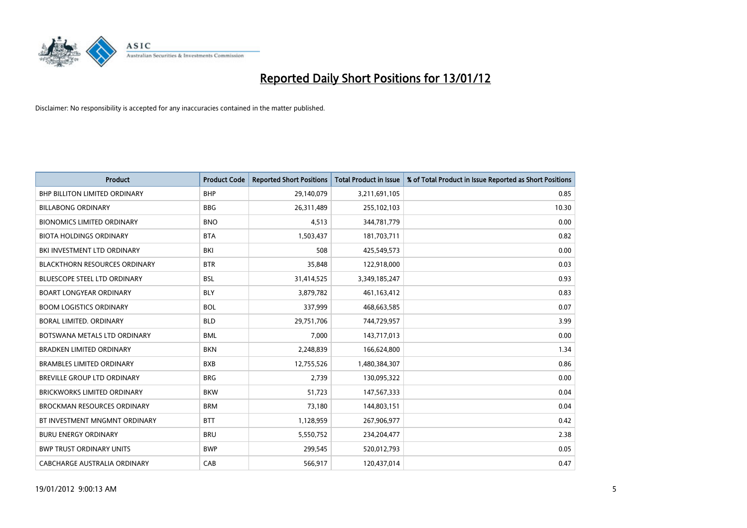# Reported Daily Short Positions for 13/01/12

Disclaimer: No responsibility is accepted for any inaccuracies contained in the matter published.

| Product | Product Code | Reported Short Positions | Total Product in Issue | % of Total Product in Issue Reported as Short Positions |
|---|---|---|---|---|
| BHP BILLITON LIMITED ORDINARY | BHP | 29,140,079 | 3,211,691,105 | 0.85 |
| BILLABONG ORDINARY | BBG | 26,311,489 | 255,102,103 | 10.30 |
| BIONOMICS LIMITED ORDINARY | BNO | 4,513 | 344,781,779 | 0.00 |
| BIOTA HOLDINGS ORDINARY | BTA | 1,503,437 | 181,703,711 | 0.82 |
| BKI INVESTMENT LTD ORDINARY | BKI | 508 | 425,549,573 | 0.00 |
| BLACKTHORN RESOURCES ORDINARY | BTR | 35,848 | 122,918,000 | 0.03 |
| BLUESCOPE STEEL LTD ORDINARY | BSL | 31,414,525 | 3,349,185,247 | 0.93 |
| BOART LONGYEAR ORDINARY | BLY | 3,879,782 | 461,163,412 | 0.83 |
| BOOM LOGISTICS ORDINARY | BOL | 337,999 | 468,663,585 | 0.07 |
| BORAL LIMITED. ORDINARY | BLD | 29,751,706 | 744,729,957 | 3.99 |
| BOTSWANA METALS LTD ORDINARY | BML | 7,000 | 143,717,013 | 0.00 |
| BRADKEN LIMITED ORDINARY | BKN | 2,248,839 | 166,624,800 | 1.34 |
| BRAMBLES LIMITED ORDINARY | BXB | 12,755,526 | 1,480,384,307 | 0.86 |
| BREVILLE GROUP LTD ORDINARY | BRG | 2,739 | 130,095,322 | 0.00 |
| BRICKWORKS LIMITED ORDINARY | BKW | 51,723 | 147,567,333 | 0.04 |
| BROCKMAN RESOURCES ORDINARY | BRM | 73,180 | 144,803,151 | 0.04 |
| BT INVESTMENT MNGMNT ORDINARY | BTT | 1,128,959 | 267,906,977 | 0.42 |
| BURU ENERGY ORDINARY | BRU | 5,550,752 | 234,204,477 | 2.38 |
| BWP TRUST ORDINARY UNITS | BWP | 299,545 | 520,012,793 | 0.05 |
| CABCHARGE AUSTRALIA ORDINARY | CAB | 566,917 | 120,437,014 | 0.47 |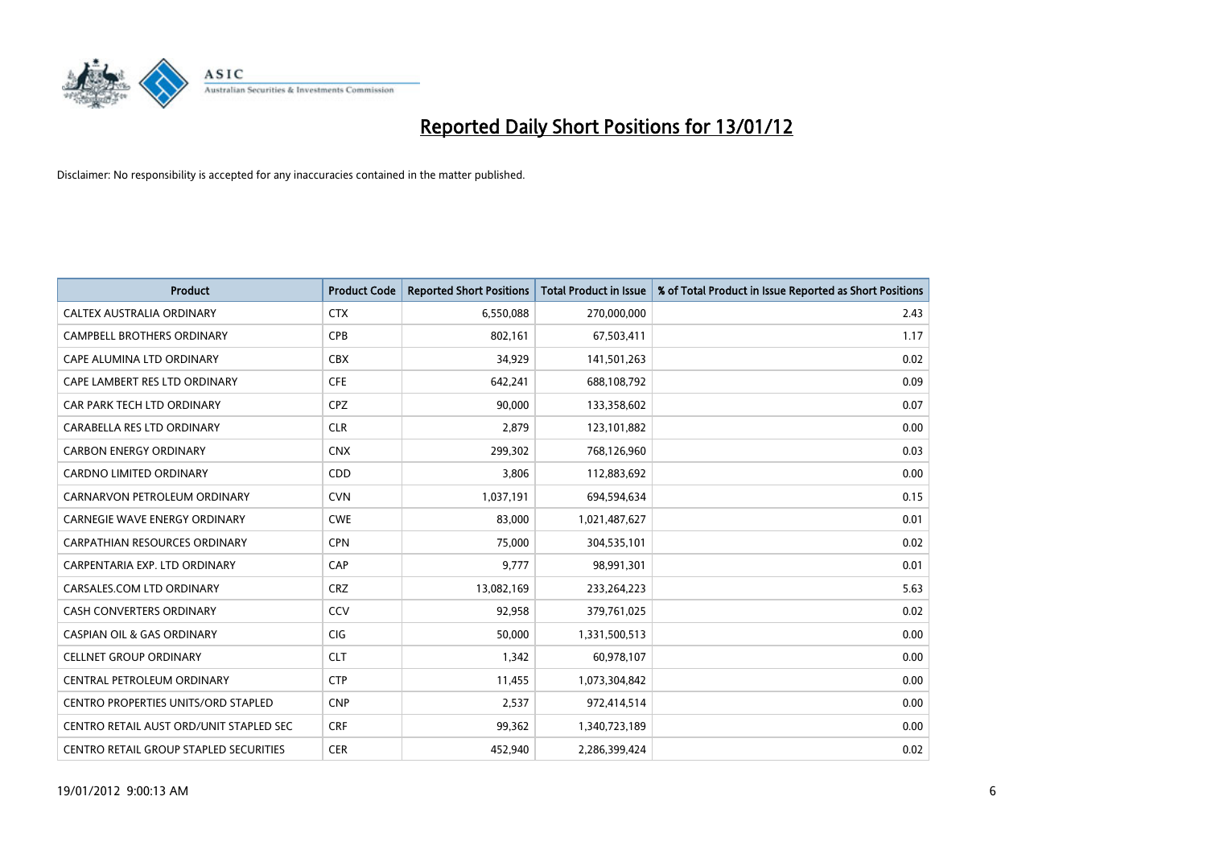# Reported Daily Short Positions for 13/01/12

Disclaimer: No responsibility is accepted for any inaccuracies contained in the matter published.

| Product | Product Code | Reported Short Positions | Total Product in Issue | % of Total Product in Issue Reported as Short Positions |
|---|---|---|---|---|
| CALTEX AUSTRALIA ORDINARY | CTX | 6,550,088 | 270,000,000 | 2.43 |
| CAMPBELL BROTHERS ORDINARY | CPB | 802,161 | 67,503,411 | 1.17 |
| CAPE ALUMINA LTD ORDINARY | CBX | 34,929 | 141,501,263 | 0.02 |
| CAPE LAMBERT RES LTD ORDINARY | CFE | 642,241 | 688,108,792 | 0.09 |
| CAR PARK TECH LTD ORDINARY | CPZ | 90,000 | 133,358,602 | 0.07 |
| CARABELLA RES LTD ORDINARY | CLR | 2,879 | 123,101,882 | 0.00 |
| CARBON ENERGY ORDINARY | CNX | 299,302 | 768,126,960 | 0.03 |
| CARDNO LIMITED ORDINARY | CDD | 3,806 | 112,883,692 | 0.00 |
| CARNARVON PETROLEUM ORDINARY | CVN | 1,037,191 | 694,594,634 | 0.15 |
| CARNEGIE WAVE ENERGY ORDINARY | CWE | 83,000 | 1,021,487,627 | 0.01 |
| CARPATHIAN RESOURCES ORDINARY | CPN | 75,000 | 304,535,101 | 0.02 |
| CARPENTARIA EXP. LTD ORDINARY | CAP | 9,777 | 98,991,301 | 0.01 |
| CARSALES.COM LTD ORDINARY | CRZ | 13,082,169 | 233,264,223 | 5.63 |
| CASH CONVERTERS ORDINARY | CCV | 92,958 | 379,761,025 | 0.02 |
| CASPIAN OIL & GAS ORDINARY | CIG | 50,000 | 1,331,500,513 | 0.00 |
| CELLNET GROUP ORDINARY | CLT | 1,342 | 60,978,107 | 0.00 |
| CENTRAL PETROLEUM ORDINARY | CTP | 11,455 | 1,073,304,842 | 0.00 |
| CENTRO PROPERTIES UNITS/ORD STAPLED | CNP | 2,537 | 972,414,514 | 0.00 |
| CENTRO RETAIL AUST ORD/UNIT STAPLED SEC | CRF | 99,362 | 1,340,723,189 | 0.00 |
| CENTRO RETAIL GROUP STAPLED SECURITIES | CER | 452,940 | 2,286,399,424 | 0.02 |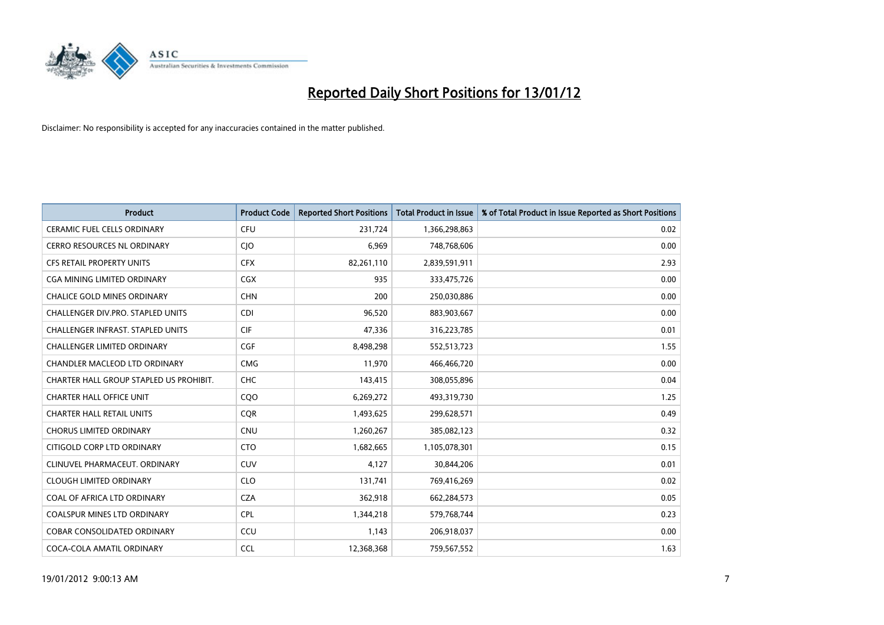# Reported Daily Short Positions for 13/01/12

Disclaimer: No responsibility is accepted for any inaccuracies contained in the matter published.

| Product | Product Code | Reported Short Positions | Total Product in Issue | % of Total Product in Issue Reported as Short Positions |
|---|---|---|---|---|
| CERAMIC FUEL CELLS ORDINARY | CFU | 231,724 | 1,366,298,863 | 0.02 |
| CERRO RESOURCES NL ORDINARY | CJO | 6,969 | 748,768,606 | 0.00 |
| CFS RETAIL PROPERTY UNITS | CFX | 82,261,110 | 2,839,591,911 | 2.93 |
| CGA MINING LIMITED ORDINARY | CGX | 935 | 333,475,726 | 0.00 |
| CHALICE GOLD MINES ORDINARY | CHN | 200 | 250,030,886 | 0.00 |
| CHALLENGER DIV.PRO. STAPLED UNITS | CDI | 96,520 | 883,903,667 | 0.00 |
| CHALLENGER INFRAST. STAPLED UNITS | CIF | 47,336 | 316,223,785 | 0.01 |
| CHALLENGER LIMITED ORDINARY | CGF | 8,498,298 | 552,513,723 | 1.55 |
| CHANDLER MACLEOD LTD ORDINARY | CMG | 11,970 | 466,466,720 | 0.00 |
| CHARTER HALL GROUP STAPLED US PROHIBIT. | CHC | 143,415 | 308,055,896 | 0.04 |
| CHARTER HALL OFFICE UNIT | CQO | 6,269,272 | 493,319,730 | 1.25 |
| CHARTER HALL RETAIL UNITS | CQR | 1,493,625 | 299,628,571 | 0.49 |
| CHORUS LIMITED ORDINARY | CNU | 1,260,267 | 385,082,123 | 0.32 |
| CITIGOLD CORP LTD ORDINARY | CTO | 1,682,665 | 1,105,078,301 | 0.15 |
| CLINUVEL PHARMACEUT. ORDINARY | CUV | 4,127 | 30,844,206 | 0.01 |
| CLOUGH LIMITED ORDINARY | CLO | 131,741 | 769,416,269 | 0.02 |
| COAL OF AFRICA LTD ORDINARY | CZA | 362,918 | 662,284,573 | 0.05 |
| COALSPUR MINES LTD ORDINARY | CPL | 1,344,218 | 579,768,744 | 0.23 |
| COBAR CONSOLIDATED ORDINARY | CCU | 1,143 | 206,918,037 | 0.00 |
| COCA-COLA AMATIL ORDINARY | CCL | 12,368,368 | 759,567,552 | 1.63 |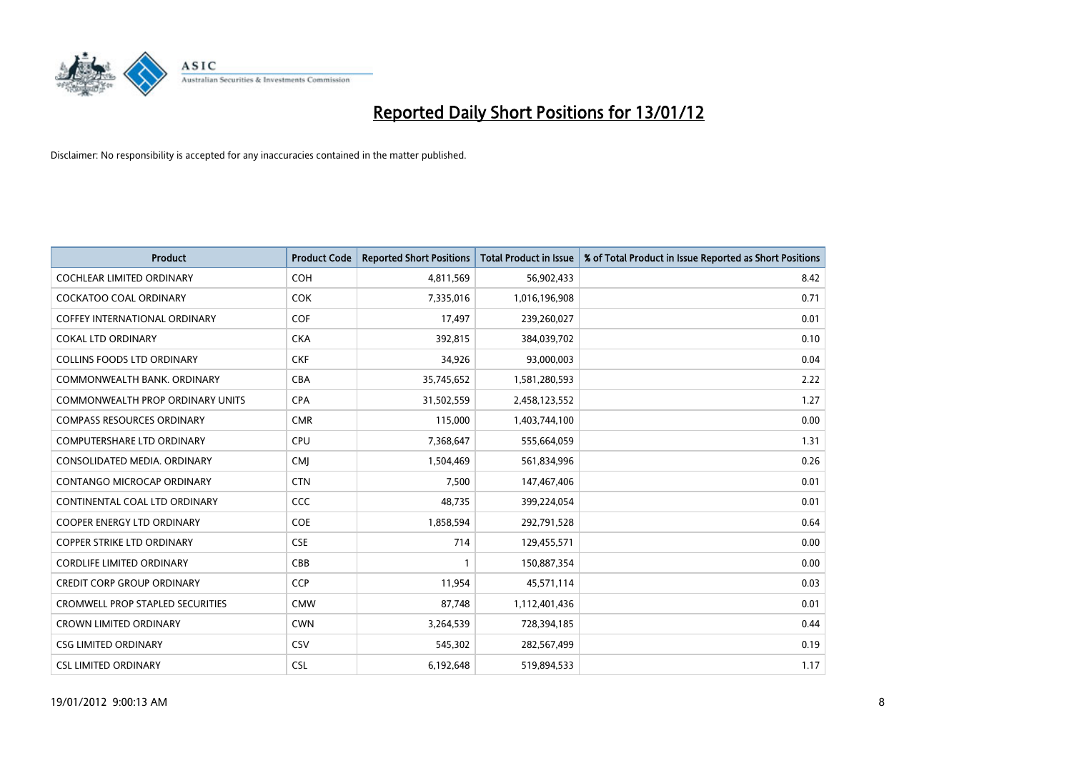# Reported Daily Short Positions for 13/01/12

Disclaimer: No responsibility is accepted for any inaccuracies contained in the matter published.

| Product | Product Code | Reported Short Positions | Total Product in Issue | % of Total Product in Issue Reported as Short Positions |
|---|---|---|---|---|
| COCHLEAR LIMITED ORDINARY | COH | 4,811,569 | 56,902,433 | 8.42 |
| COCKATOO COAL ORDINARY | COK | 7,335,016 | 1,016,196,908 | 0.71 |
| COFFEY INTERNATIONAL ORDINARY | COF | 17,497 | 239,260,027 | 0.01 |
| COKAL LTD ORDINARY | CKA | 392,815 | 384,039,702 | 0.10 |
| COLLINS FOODS LTD ORDINARY | CKF | 34,926 | 93,000,003 | 0.04 |
| COMMONWEALTH BANK. ORDINARY | CBA | 35,745,652 | 1,581,280,593 | 2.22 |
| COMMONWEALTH PROP ORDINARY UNITS | CPA | 31,502,559 | 2,458,123,552 | 1.27 |
| COMPASS RESOURCES ORDINARY | CMR | 115,000 | 1,403,744,100 | 0.00 |
| COMPUTERSHARE LTD ORDINARY | CPU | 7,368,647 | 555,664,059 | 1.31 |
| CONSOLIDATED MEDIA. ORDINARY | CMJ | 1,504,469 | 561,834,996 | 0.26 |
| CONTANGO MICROCAP ORDINARY | CTN | 7,500 | 147,467,406 | 0.01 |
| CONTINENTAL COAL LTD ORDINARY | CCC | 48,735 | 399,224,054 | 0.01 |
| COOPER ENERGY LTD ORDINARY | COE | 1,858,594 | 292,791,528 | 0.64 |
| COPPER STRIKE LTD ORDINARY | CSE | 714 | 129,455,571 | 0.00 |
| CORDLIFE LIMITED ORDINARY | CBB | 1 | 150,887,354 | 0.00 |
| CREDIT CORP GROUP ORDINARY | CCP | 11,954 | 45,571,114 | 0.03 |
| CROMWELL PROP STAPLED SECURITIES | CMW | 87,748 | 1,112,401,436 | 0.01 |
| CROWN LIMITED ORDINARY | CWN | 3,264,539 | 728,394,185 | 0.44 |
| CSG LIMITED ORDINARY | CSV | 545,302 | 282,567,499 | 0.19 |
| CSL LIMITED ORDINARY | CSL | 6,192,648 | 519,894,533 | 1.17 |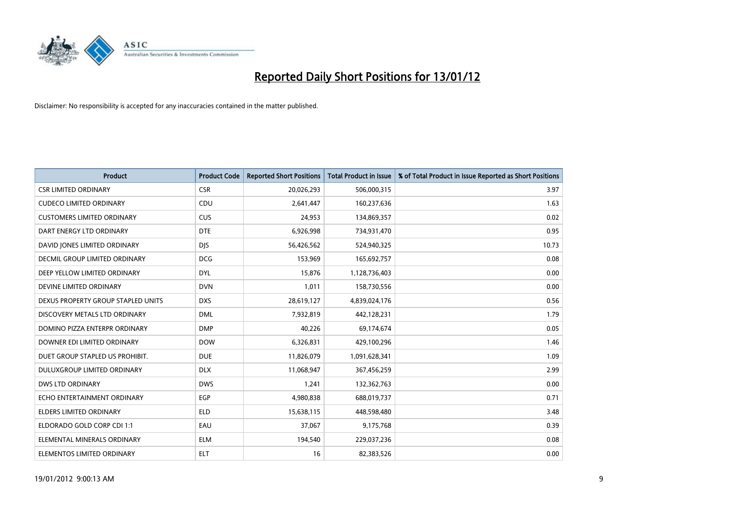# Reported Daily Short Positions for 13/01/12

Disclaimer: No responsibility is accepted for any inaccuracies contained in the matter published.

| Product | Product Code | Reported Short Positions | Total Product in Issue | % of Total Product in Issue Reported as Short Positions |
|---|---|---|---|---|
| CSR LIMITED ORDINARY | CSR | 20,026,293 | 506,000,315 | 3.97 |
| CUDECO LIMITED ORDINARY | CDU | 2,641,447 | 160,237,636 | 1.63 |
| CUSTOMERS LIMITED ORDINARY | CUS | 24,953 | 134,869,357 | 0.02 |
| DART ENERGY LTD ORDINARY | DTE | 6,926,998 | 734,931,470 | 0.95 |
| DAVID JONES LIMITED ORDINARY | DJS | 56,426,562 | 524,940,325 | 10.73 |
| DECMIL GROUP LIMITED ORDINARY | DCG | 153,969 | 165,692,757 | 0.08 |
| DEEP YELLOW LIMITED ORDINARY | DYL | 15,876 | 1,128,736,403 | 0.00 |
| DEVINE LIMITED ORDINARY | DVN | 1,011 | 158,730,556 | 0.00 |
| DEXUS PROPERTY GROUP STAPLED UNITS | DXS | 28,619,127 | 4,839,024,176 | 0.56 |
| DISCOVERY METALS LTD ORDINARY | DML | 7,932,819 | 442,128,231 | 1.79 |
| DOMINO PIZZA ENTERPR ORDINARY | DMP | 40,226 | 69,174,674 | 0.05 |
| DOWNER EDI LIMITED ORDINARY | DOW | 6,326,831 | 429,100,296 | 1.46 |
| DUET GROUP STAPLED US PROHIBIT. | DUE | 11,826,079 | 1,091,628,341 | 1.09 |
| DULUXGROUP LIMITED ORDINARY | DLX | 11,068,947 | 367,456,259 | 2.99 |
| DWS LTD ORDINARY | DWS | 1,241 | 132,362,763 | 0.00 |
| ECHO ENTERTAINMENT ORDINARY | EGP | 4,980,838 | 688,019,737 | 0.71 |
| ELDERS LIMITED ORDINARY | ELD | 15,638,115 | 448,598,480 | 3.48 |
| ELDORADO GOLD CORP CDI 1:1 | EAU | 37,067 | 9,175,768 | 0.39 |
| ELEMENTAL MINERALS ORDINARY | ELM | 194,540 | 229,037,236 | 0.08 |
| ELEMENTOS LIMITED ORDINARY | ELT | 16 | 82,383,526 | 0.00 |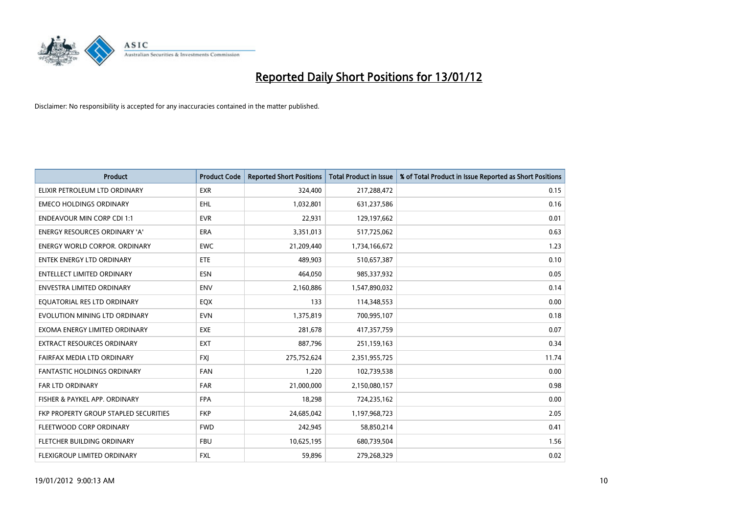# Reported Daily Short Positions for 13/01/12

Disclaimer: No responsibility is accepted for any inaccuracies contained in the matter published.

| Product | Product Code | Reported Short Positions | Total Product in Issue | % of Total Product in Issue Reported as Short Positions |
|---|---|---|---|---|
| ELIXIR PETROLEUM LTD ORDINARY | EXR | 324,400 | 217,288,472 | 0.15 |
| EMECO HOLDINGS ORDINARY | EHL | 1,032,801 | 631,237,586 | 0.16 |
| ENDEAVOUR MIN CORP CDI 1:1 | EVR | 22,931 | 129,197,662 | 0.01 |
| ENERGY RESOURCES ORDINARY 'A' | ERA | 3,351,013 | 517,725,062 | 0.63 |
| ENERGY WORLD CORPOR. ORDINARY | EWC | 21,209,440 | 1,734,166,672 | 1.23 |
| ENTEK ENERGY LTD ORDINARY | ETE | 489,903 | 510,657,387 | 0.10 |
| ENTELLECT LIMITED ORDINARY | ESN | 464,050 | 985,337,932 | 0.05 |
| ENVESTRA LIMITED ORDINARY | ENV | 2,160,886 | 1,547,890,032 | 0.14 |
| EQUATORIAL RES LTD ORDINARY | EQX | 133 | 114,348,553 | 0.00 |
| EVOLUTION MINING LTD ORDINARY | EVN | 1,375,819 | 700,995,107 | 0.18 |
| EXOMA ENERGY LIMITED ORDINARY | EXE | 281,678 | 417,357,759 | 0.07 |
| EXTRACT RESOURCES ORDINARY | EXT | 887,796 | 251,159,163 | 0.34 |
| FAIRFAX MEDIA LTD ORDINARY | FXJ | 275,752,624 | 2,351,955,725 | 11.74 |
| FANTASTIC HOLDINGS ORDINARY | FAN | 1,220 | 102,739,538 | 0.00 |
| FAR LTD ORDINARY | FAR | 21,000,000 | 2,150,080,157 | 0.98 |
| FISHER & PAYKEL APP. ORDINARY | FPA | 18,298 | 724,235,162 | 0.00 |
| FKP PROPERTY GROUP STAPLED SECURITIES | FKP | 24,685,042 | 1,197,968,723 | 2.05 |
| FLEETWOOD CORP ORDINARY | FWD | 242,945 | 58,850,214 | 0.41 |
| FLETCHER BUILDING ORDINARY | FBU | 10,625,195 | 680,739,504 | 1.56 |
| FLEXIGROUP LIMITED ORDINARY | FXL | 59,896 | 279,268,329 | 0.02 |

19/01/2012 9:00:13 AM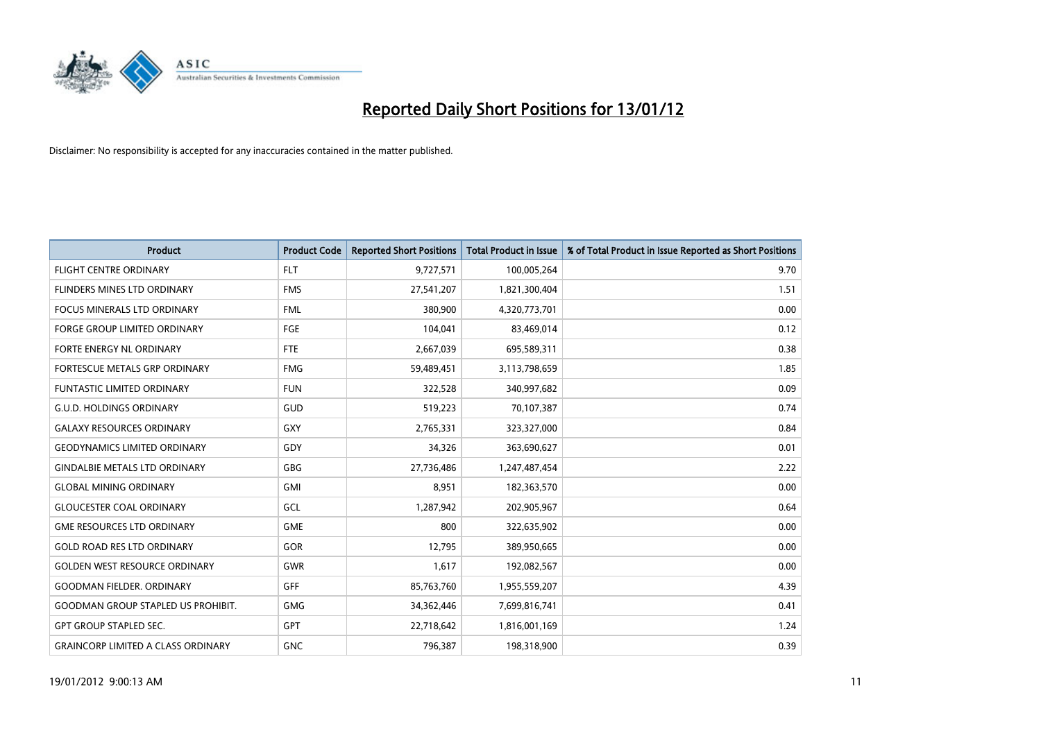# Reported Daily Short Positions for 13/01/12

Disclaimer: No responsibility is accepted for any inaccuracies contained in the matter published.

| Product | Product Code | Reported Short Positions | Total Product in Issue | % of Total Product in Issue Reported as Short Positions |
|---|---|---|---|---|
| FLIGHT CENTRE ORDINARY | FLT | 9,727,571 | 100,005,264 | 9.70 |
| FLINDERS MINES LTD ORDINARY | FMS | 27,541,207 | 1,821,300,404 | 1.51 |
| FOCUS MINERALS LTD ORDINARY | FML | 380,900 | 4,320,773,701 | 0.00 |
| FORGE GROUP LIMITED ORDINARY | FGE | 104,041 | 83,469,014 | 0.12 |
| FORTE ENERGY NL ORDINARY | FTE | 2,667,039 | 695,589,311 | 0.38 |
| FORTESCUE METALS GRP ORDINARY | FMG | 59,489,451 | 3,113,798,659 | 1.85 |
| FUNTASTIC LIMITED ORDINARY | FUN | 322,528 | 340,997,682 | 0.09 |
| G.U.D. HOLDINGS ORDINARY | GUD | 519,223 | 70,107,387 | 0.74 |
| GALAXY RESOURCES ORDINARY | GXY | 2,765,331 | 323,327,000 | 0.84 |
| GEODYNAMICS LIMITED ORDINARY | GDY | 34,326 | 363,690,627 | 0.01 |
| GINDALBIE METALS LTD ORDINARY | GBG | 27,736,486 | 1,247,487,454 | 2.22 |
| GLOBAL MINING ORDINARY | GMI | 8,951 | 182,363,570 | 0.00 |
| GLOUCESTER COAL ORDINARY | GCL | 1,287,942 | 202,905,967 | 0.64 |
| GME RESOURCES LTD ORDINARY | GME | 800 | 322,635,902 | 0.00 |
| GOLD ROAD RES LTD ORDINARY | GOR | 12,795 | 389,950,665 | 0.00 |
| GOLDEN WEST RESOURCE ORDINARY | GWR | 1,617 | 192,082,567 | 0.00 |
| GOODMAN FIELDER. ORDINARY | GFF | 85,763,760 | 1,955,559,207 | 4.39 |
| GOODMAN GROUP STAPLED US PROHIBIT. | GMG | 34,362,446 | 7,699,816,741 | 0.41 |
| GPT GROUP STAPLED SEC. | GPT | 22,718,642 | 1,816,001,169 | 1.24 |
| GRAINCORP LIMITED A CLASS ORDINARY | GNC | 796,387 | 198,318,900 | 0.39 |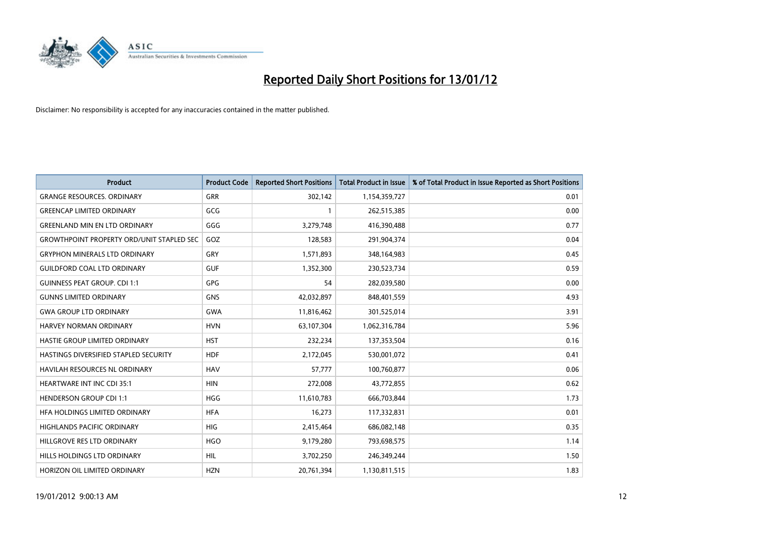# Reported Daily Short Positions for 13/01/12

Disclaimer: No responsibility is accepted for any inaccuracies contained in the matter published.

| Product | Product Code | Reported Short Positions | Total Product in Issue | % of Total Product in Issue Reported as Short Positions |
|---|---|---|---|---|
| GRANGE RESOURCES. ORDINARY | GRR | 302,142 | 1,154,359,727 | 0.01 |
| GREENCAP LIMITED ORDINARY | GCG | 1 | 262,515,385 | 0.00 |
| GREENLAND MIN EN LTD ORDINARY | GGG | 3,279,748 | 416,390,488 | 0.77 |
| GROWTHPOINT PROPERTY ORD/UNIT STAPLED SEC | GOZ | 128,583 | 291,904,374 | 0.04 |
| GRYPHON MINERALS LTD ORDINARY | GRY | 1,571,893 | 348,164,983 | 0.45 |
| GUILDFORD COAL LTD ORDINARY | GUF | 1,352,300 | 230,523,734 | 0.59 |
| GUINNESS PEAT GROUP. CDI 1:1 | GPG | 54 | 282,039,580 | 0.00 |
| GUNNS LIMITED ORDINARY | GNS | 42,032,897 | 848,401,559 | 4.93 |
| GWA GROUP LTD ORDINARY | GWA | 11,816,462 | 301,525,014 | 3.91 |
| HARVEY NORMAN ORDINARY | HVN | 63,107,304 | 1,062,316,784 | 5.96 |
| HASTIE GROUP LIMITED ORDINARY | HST | 232,234 | 137,353,504 | 0.16 |
| HASTINGS DIVERSIFIED STAPLED SECURITY | HDF | 2,172,045 | 530,001,072 | 0.41 |
| HAVILAH RESOURCES NL ORDINARY | HAV | 57,777 | 100,760,877 | 0.06 |
| HEARTWARE INT INC CDI 35:1 | HIN | 272,008 | 43,772,855 | 0.62 |
| HENDERSON GROUP CDI 1:1 | HGG | 11,610,783 | 666,703,844 | 1.73 |
| HFA HOLDINGS LIMITED ORDINARY | HFA | 16,273 | 117,332,831 | 0.01 |
| HIGHLANDS PACIFIC ORDINARY | HIG | 2,415,464 | 686,082,148 | 0.35 |
| HILLGROVE RES LTD ORDINARY | HGO | 9,179,280 | 793,698,575 | 1.14 |
| HILLS HOLDINGS LTD ORDINARY | HIL | 3,702,250 | 246,349,244 | 1.50 |
| HORIZON OIL LIMITED ORDINARY | HZN | 20,761,394 | 1,130,811,515 | 1.83 |

19/01/2012 9:00:13 AM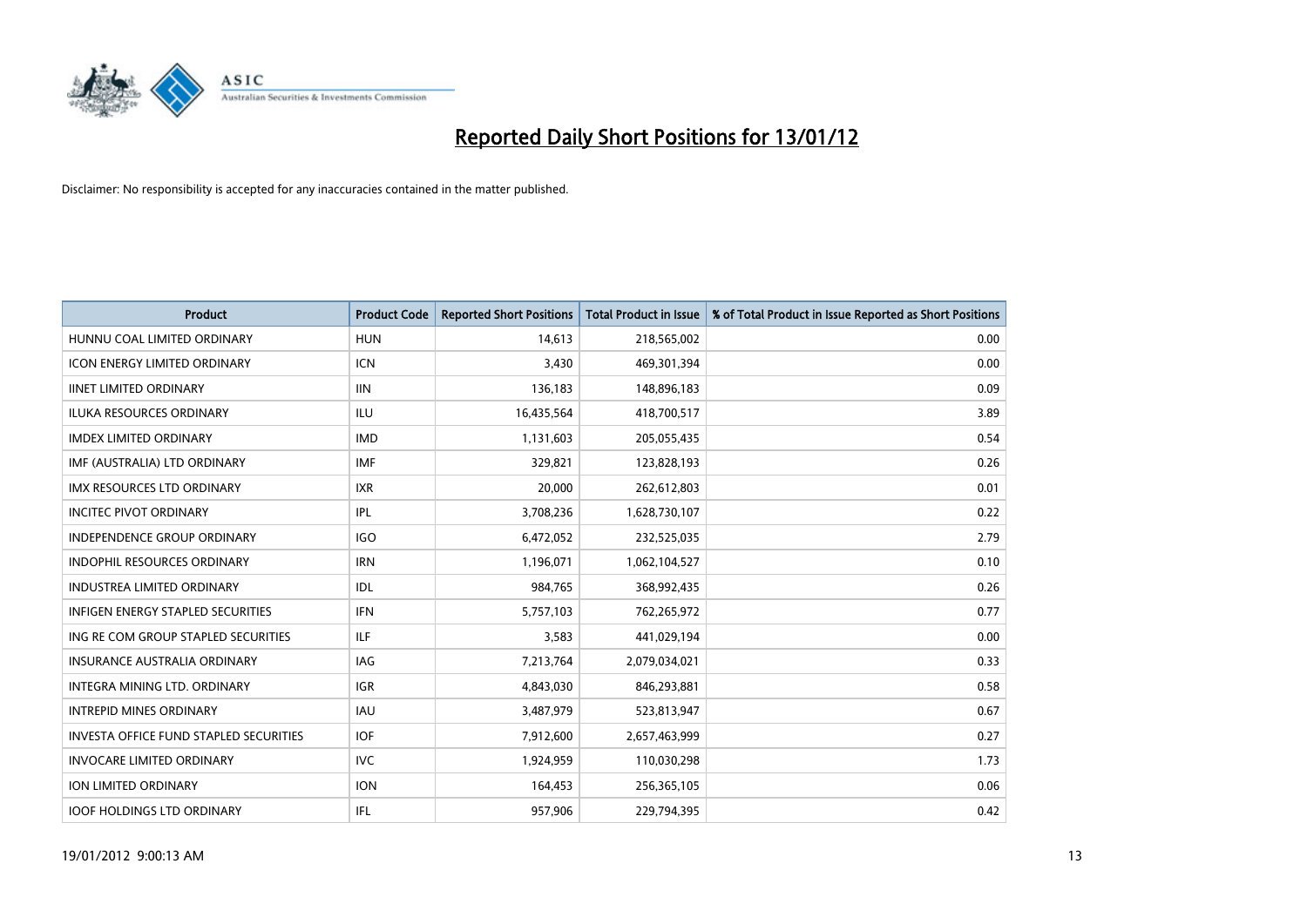# Reported Daily Short Positions for 13/01/12

Disclaimer: No responsibility is accepted for any inaccuracies contained in the matter published.

| Product | Product Code | Reported Short Positions | Total Product in Issue | % of Total Product in Issue Reported as Short Positions |
|---|---|---|---|---|
| HUNNU COAL LIMITED ORDINARY | HUN | 14,613 | 218,565,002 | 0.00 |
| ICON ENERGY LIMITED ORDINARY | ICN | 3,430 | 469,301,394 | 0.00 |
| IINET LIMITED ORDINARY | IIN | 136,183 | 148,896,183 | 0.09 |
| ILUKA RESOURCES ORDINARY | ILU | 16,435,564 | 418,700,517 | 3.89 |
| IMDEX LIMITED ORDINARY | IMD | 1,131,603 | 205,055,435 | 0.54 |
| IMF (AUSTRALIA) LTD ORDINARY | IMF | 329,821 | 123,828,193 | 0.26 |
| IMX RESOURCES LTD ORDINARY | IXR | 20,000 | 262,612,803 | 0.01 |
| INCITEC PIVOT ORDINARY | IPL | 3,708,236 | 1,628,730,107 | 0.22 |
| INDEPENDENCE GROUP ORDINARY | IGO | 6,472,052 | 232,525,035 | 2.79 |
| INDOPHIL RESOURCES ORDINARY | IRN | 1,196,071 | 1,062,104,527 | 0.10 |
| INDUSTREA LIMITED ORDINARY | IDL | 984,765 | 368,992,435 | 0.26 |
| INFIGEN ENERGY STAPLED SECURITIES | IFN | 5,757,103 | 762,265,972 | 0.77 |
| ING RE COM GROUP STAPLED SECURITIES | ILF | 3,583 | 441,029,194 | 0.00 |
| INSURANCE AUSTRALIA ORDINARY | IAG | 7,213,764 | 2,079,034,021 | 0.33 |
| INTEGRA MINING LTD. ORDINARY | IGR | 4,843,030 | 846,293,881 | 0.58 |
| INTREPID MINES ORDINARY | IAU | 3,487,979 | 523,813,947 | 0.67 |
| INVESTA OFFICE FUND STAPLED SECURITIES | IOF | 7,912,600 | 2,657,463,999 | 0.27 |
| INVOCARE LIMITED ORDINARY | IVC | 1,924,959 | 110,030,298 | 1.73 |
| ION LIMITED ORDINARY | ION | 164,453 | 256,365,105 | 0.06 |
| IOOF HOLDINGS LTD ORDINARY | IFL | 957,906 | 229,794,395 | 0.42 |

19/01/2012 9:00:13 AM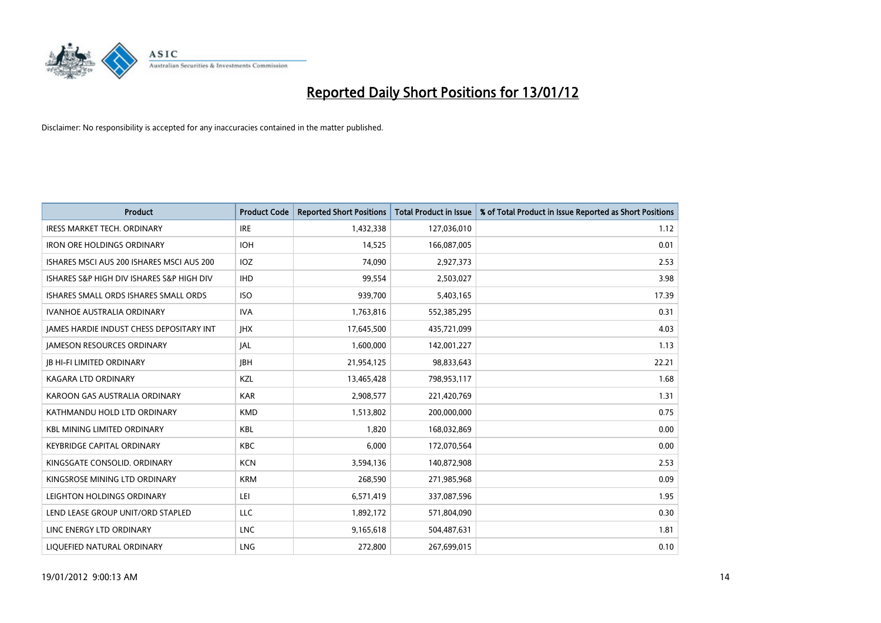# Reported Daily Short Positions for 13/01/12

Disclaimer: No responsibility is accepted for any inaccuracies contained in the matter published.

| Product | Product Code | Reported Short Positions | Total Product in Issue | % of Total Product in Issue Reported as Short Positions |
|---|---|---|---|---|
| IRESS MARKET TECH. ORDINARY | IRE | 1,432,338 | 127,036,010 | 1.12 |
| IRON ORE HOLDINGS ORDINARY | IOH | 14,525 | 166,087,005 | 0.01 |
| ISHARES MSCI AUS 200 ISHARES MSCI AUS 200 | IOZ | 74,090 | 2,927,373 | 2.53 |
| ISHARES S&P HIGH DIV ISHARES S&P HIGH DIV | IHD | 99,554 | 2,503,027 | 3.98 |
| ISHARES SMALL ORDS ISHARES SMALL ORDS | ISO | 939,700 | 5,403,165 | 17.39 |
| IVANHOE AUSTRALIA ORDINARY | IVA | 1,763,816 | 552,385,295 | 0.31 |
| JAMES HARDIE INDUST CHESS DEPOSITARY INT | JHX | 17,645,500 | 435,721,099 | 4.03 |
| JAMESON RESOURCES ORDINARY | JAL | 1,600,000 | 142,001,227 | 1.13 |
| JB HI-FI LIMITED ORDINARY | JBH | 21,954,125 | 98,833,643 | 22.21 |
| KAGARA LTD ORDINARY | KZL | 13,465,428 | 798,953,117 | 1.68 |
| KAROON GAS AUSTRALIA ORDINARY | KAR | 2,908,577 | 221,420,769 | 1.31 |
| KATHMANDU HOLD LTD ORDINARY | KMD | 1,513,802 | 200,000,000 | 0.75 |
| KBL MINING LIMITED ORDINARY | KBL | 1,820 | 168,032,869 | 0.00 |
| KEYBRIDGE CAPITAL ORDINARY | KBC | 6,000 | 172,070,564 | 0.00 |
| KINGSGATE CONSOLID. ORDINARY | KCN | 3,594,136 | 140,872,908 | 2.53 |
| KINGSROSE MINING LTD ORDINARY | KRM | 268,590 | 271,985,968 | 0.09 |
| LEIGHTON HOLDINGS ORDINARY | LEI | 6,571,419 | 337,087,596 | 1.95 |
| LEND LEASE GROUP UNIT/ORD STAPLED | LLC | 1,892,172 | 571,804,090 | 0.30 |
| LINC ENERGY LTD ORDINARY | LNC | 9,165,618 | 504,487,631 | 1.81 |
| LIQUEFIED NATURAL ORDINARY | LNG | 272,800 | 267,699,015 | 0.10 |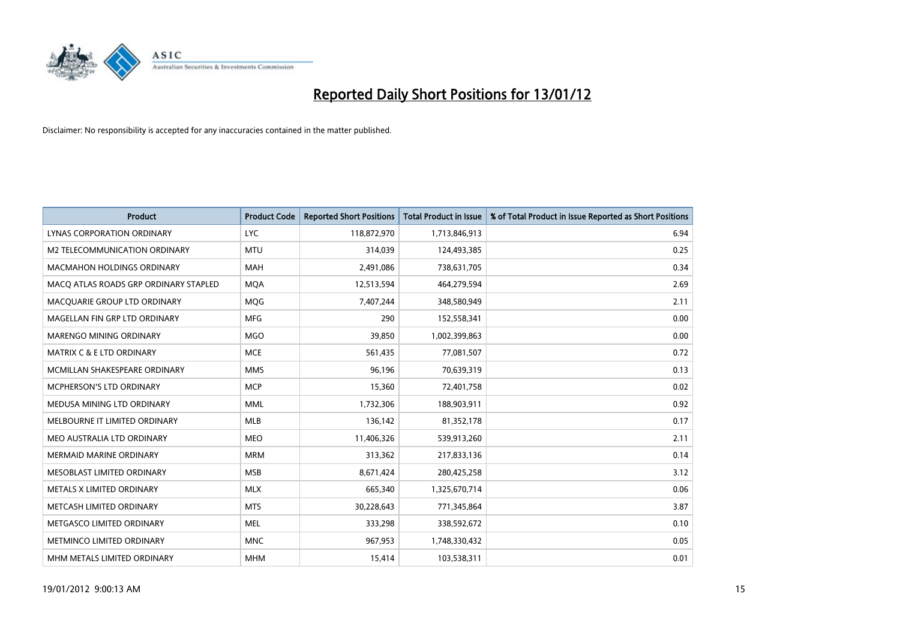# Reported Daily Short Positions for 13/01/12

Disclaimer: No responsibility is accepted for any inaccuracies contained in the matter published.

| Product | Product Code | Reported Short Positions | Total Product in Issue | % of Total Product in Issue Reported as Short Positions |
|---|---|---|---|---|
| LYNAS CORPORATION ORDINARY | LYC | 118,872,970 | 1,713,846,913 | 6.94 |
| M2 TELECOMMUNICATION ORDINARY | MTU | 314,039 | 124,493,385 | 0.25 |
| MACMAHON HOLDINGS ORDINARY | MAH | 2,491,086 | 738,631,705 | 0.34 |
| MACQ ATLAS ROADS GRP ORDINARY STAPLED | MQA | 12,513,594 | 464,279,594 | 2.69 |
| MACQUARIE GROUP LTD ORDINARY | MQG | 7,407,244 | 348,580,949 | 2.11 |
| MAGELLAN FIN GRP LTD ORDINARY | MFG | 290 | 152,558,341 | 0.00 |
| MARENGO MINING ORDINARY | MGO | 39,850 | 1,002,399,863 | 0.00 |
| MATRIX C & E LTD ORDINARY | MCE | 561,435 | 77,081,507 | 0.72 |
| MCMILLAN SHAKESPEARE ORDINARY | MMS | 96,196 | 70,639,319 | 0.13 |
| MCPHERSON'S LTD ORDINARY | MCP | 15,360 | 72,401,758 | 0.02 |
| MEDUSA MINING LTD ORDINARY | MML | 1,732,306 | 188,903,911 | 0.92 |
| MELBOURNE IT LIMITED ORDINARY | MLB | 136,142 | 81,352,178 | 0.17 |
| MEO AUSTRALIA LTD ORDINARY | MEO | 11,406,326 | 539,913,260 | 2.11 |
| MERMAID MARINE ORDINARY | MRM | 313,362 | 217,833,136 | 0.14 |
| MESOBLAST LIMITED ORDINARY | MSB | 8,671,424 | 280,425,258 | 3.12 |
| METALS X LIMITED ORDINARY | MLX | 665,340 | 1,325,670,714 | 0.06 |
| METCASH LIMITED ORDINARY | MTS | 30,228,643 | 771,345,864 | 3.87 |
| METGASCO LIMITED ORDINARY | MEL | 333,298 | 338,592,672 | 0.10 |
| METMINCO LIMITED ORDINARY | MNC | 967,953 | 1,748,330,432 | 0.05 |
| MHM METALS LIMITED ORDINARY | MHM | 15,414 | 103,538,311 | 0.01 |

19/01/2012 9:00:13 AM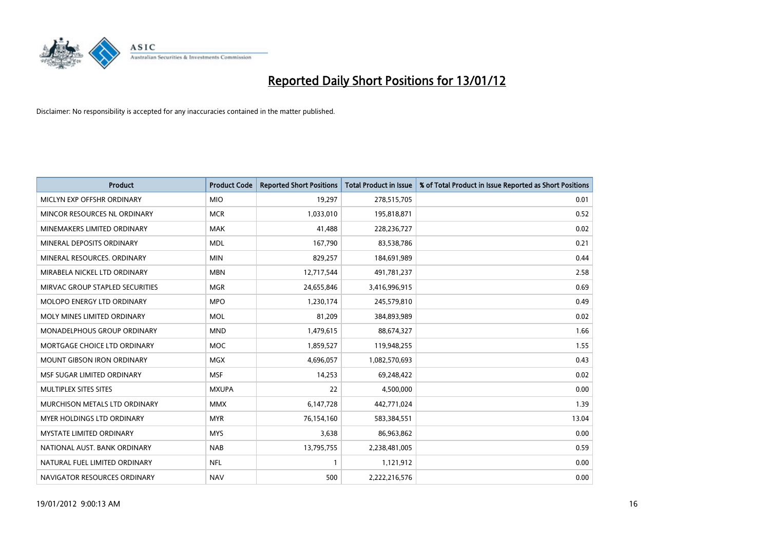# Reported Daily Short Positions for 13/01/12

Disclaimer: No responsibility is accepted for any inaccuracies contained in the matter published.

| Product | Product Code | Reported Short Positions | Total Product in Issue | % of Total Product in Issue Reported as Short Positions |
|---|---|---|---|---|
| MICLYN EXP OFFSHR ORDINARY | MIO | 19,297 | 278,515,705 | 0.01 |
| MINCOR RESOURCES NL ORDINARY | MCR | 1,033,010 | 195,818,871 | 0.52 |
| MINEMAKERS LIMITED ORDINARY | MAK | 41,488 | 228,236,727 | 0.02 |
| MINERAL DEPOSITS ORDINARY | MDL | 167,790 | 83,538,786 | 0.21 |
| MINERAL RESOURCES. ORDINARY | MIN | 829,257 | 184,691,989 | 0.44 |
| MIRABELA NICKEL LTD ORDINARY | MBN | 12,717,544 | 491,781,237 | 2.58 |
| MIRVAC GROUP STAPLED SECURITIES | MGR | 24,655,846 | 3,416,996,915 | 0.69 |
| MOLOPO ENERGY LTD ORDINARY | MPO | 1,230,174 | 245,579,810 | 0.49 |
| MOLY MINES LIMITED ORDINARY | MOL | 81,209 | 384,893,989 | 0.02 |
| MONADELPHOUS GROUP ORDINARY | MND | 1,479,615 | 88,674,327 | 1.66 |
| MORTGAGE CHOICE LTD ORDINARY | MOC | 1,859,527 | 119,948,255 | 1.55 |
| MOUNT GIBSON IRON ORDINARY | MGX | 4,696,057 | 1,082,570,693 | 0.43 |
| MSF SUGAR LIMITED ORDINARY | MSF | 14,253 | 69,248,422 | 0.02 |
| MULTIPLEX SITES SITES | MXUPA | 22 | 4,500,000 | 0.00 |
| MURCHISON METALS LTD ORDINARY | MMX | 6,147,728 | 442,771,024 | 1.39 |
| MYER HOLDINGS LTD ORDINARY | MYR | 76,154,160 | 583,384,551 | 13.04 |
| MYSTATE LIMITED ORDINARY | MYS | 3,638 | 86,963,862 | 0.00 |
| NATIONAL AUST. BANK ORDINARY | NAB | 13,795,755 | 2,238,481,005 | 0.59 |
| NATURAL FUEL LIMITED ORDINARY | NFL | 1 | 1,121,912 | 0.00 |
| NAVIGATOR RESOURCES ORDINARY | NAV | 500 | 2,222,216,576 | 0.00 |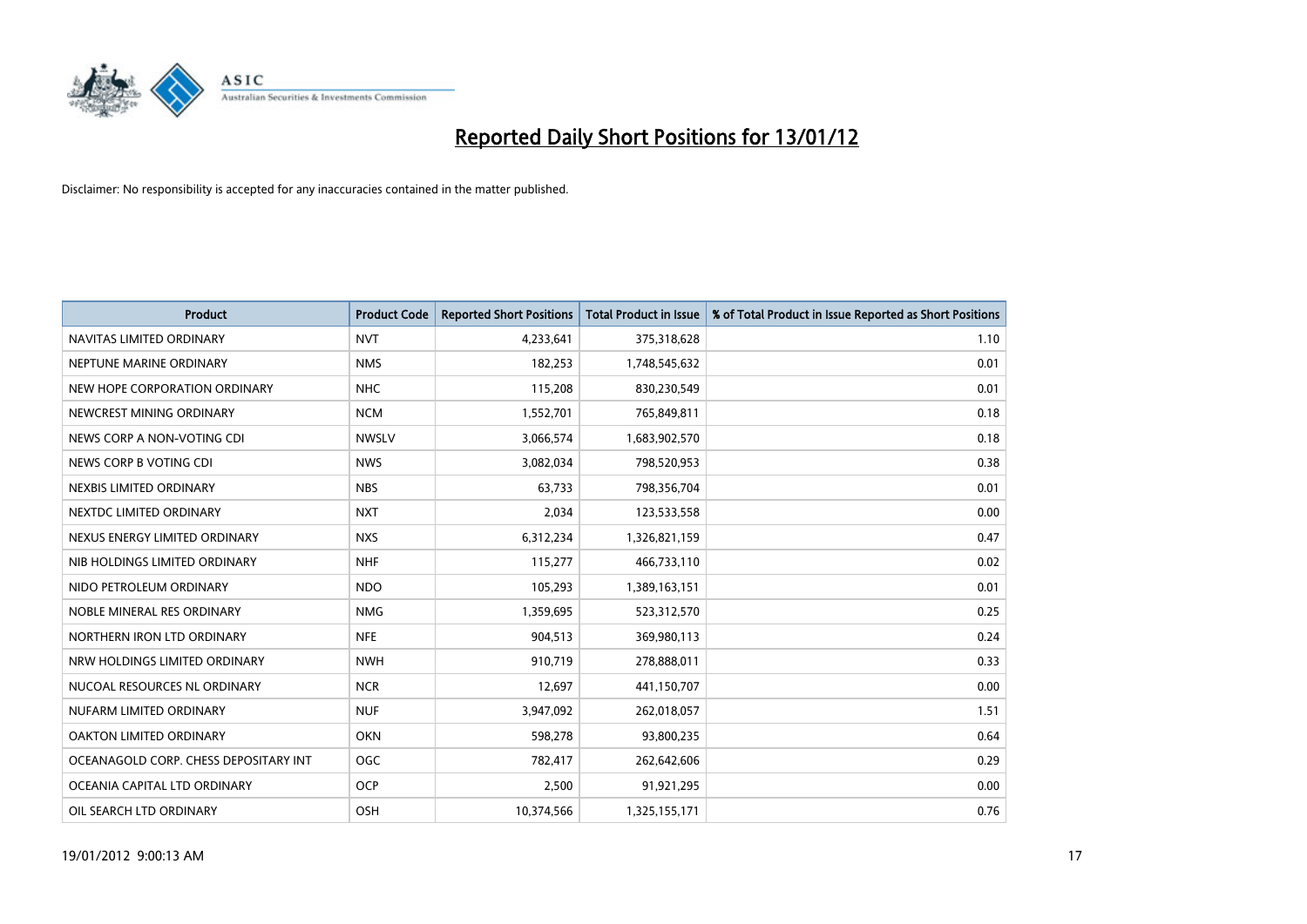# Reported Daily Short Positions for 13/01/12

Disclaimer: No responsibility is accepted for any inaccuracies contained in the matter published.

| Product | Product Code | Reported Short Positions | Total Product in Issue | % of Total Product in Issue Reported as Short Positions |
|---|---|---|---|---|
| NAVITAS LIMITED ORDINARY | NVT | 4,233,641 | 375,318,628 | 1.10 |
| NEPTUNE MARINE ORDINARY | NMS | 182,253 | 1,748,545,632 | 0.01 |
| NEW HOPE CORPORATION ORDINARY | NHC | 115,208 | 830,230,549 | 0.01 |
| NEWCREST MINING ORDINARY | NCM | 1,552,701 | 765,849,811 | 0.18 |
| NEWS CORP A NON-VOTING CDI | NWSLV | 3,066,574 | 1,683,902,570 | 0.18 |
| NEWS CORP B VOTING CDI | NWS | 3,082,034 | 798,520,953 | 0.38 |
| NEXBIS LIMITED ORDINARY | NBS | 63,733 | 798,356,704 | 0.01 |
| NEXTDC LIMITED ORDINARY | NXT | 2,034 | 123,533,558 | 0.00 |
| NEXUS ENERGY LIMITED ORDINARY | NXS | 6,312,234 | 1,326,821,159 | 0.47 |
| NIB HOLDINGS LIMITED ORDINARY | NHF | 115,277 | 466,733,110 | 0.02 |
| NIDO PETROLEUM ORDINARY | NDO | 105,293 | 1,389,163,151 | 0.01 |
| NOBLE MINERAL RES ORDINARY | NMG | 1,359,695 | 523,312,570 | 0.25 |
| NORTHERN IRON LTD ORDINARY | NFE | 904,513 | 369,980,113 | 0.24 |
| NRW HOLDINGS LIMITED ORDINARY | NWH | 910,719 | 278,888,011 | 0.33 |
| NUCOAL RESOURCES NL ORDINARY | NCR | 12,697 | 441,150,707 | 0.00 |
| NUFARM LIMITED ORDINARY | NUF | 3,947,092 | 262,018,057 | 1.51 |
| OAKTON LIMITED ORDINARY | OKN | 598,278 | 93,800,235 | 0.64 |
| OCEANAGOLD CORP. CHESS DEPOSITARY INT | OGC | 782,417 | 262,642,606 | 0.29 |
| OCEANIA CAPITAL LTD ORDINARY | OCP | 2,500 | 91,921,295 | 0.00 |
| OIL SEARCH LTD ORDINARY | OSH | 10,374,566 | 1,325,155,171 | 0.76 |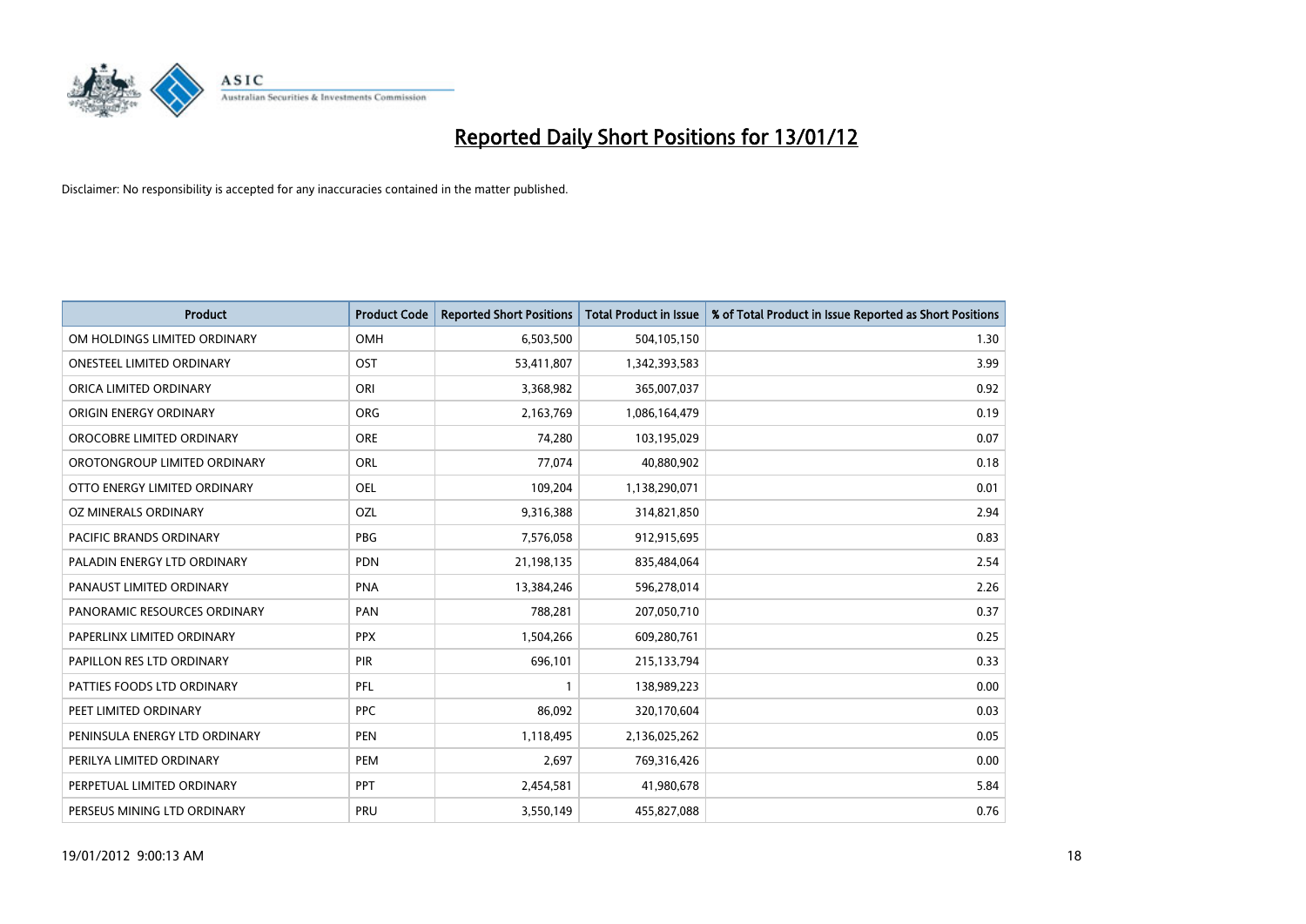# Reported Daily Short Positions for 13/01/12

Disclaimer: No responsibility is accepted for any inaccuracies contained in the matter published.

| Product | Product Code | Reported Short Positions | Total Product in Issue | % of Total Product in Issue Reported as Short Positions |
|---|---|---|---|---|
| OM HOLDINGS LIMITED ORDINARY | OMH | 6,503,500 | 504,105,150 | 1.30 |
| ONESTEEL LIMITED ORDINARY | OST | 53,411,807 | 1,342,393,583 | 3.99 |
| ORICA LIMITED ORDINARY | ORI | 3,368,982 | 365,007,037 | 0.92 |
| ORIGIN ENERGY ORDINARY | ORG | 2,163,769 | 1,086,164,479 | 0.19 |
| OROCOBRE LIMITED ORDINARY | ORE | 74,280 | 103,195,029 | 0.07 |
| OROTONGROUP LIMITED ORDINARY | ORL | 77,074 | 40,880,902 | 0.18 |
| OTTO ENERGY LIMITED ORDINARY | OEL | 109,204 | 1,138,290,071 | 0.01 |
| OZ MINERALS ORDINARY | OZL | 9,316,388 | 314,821,850 | 2.94 |
| PACIFIC BRANDS ORDINARY | PBG | 7,576,058 | 912,915,695 | 0.83 |
| PALADIN ENERGY LTD ORDINARY | PDN | 21,198,135 | 835,484,064 | 2.54 |
| PANAUST LIMITED ORDINARY | PNA | 13,384,246 | 596,278,014 | 2.26 |
| PANORAMIC RESOURCES ORDINARY | PAN | 788,281 | 207,050,710 | 0.37 |
| PAPERLINX LIMITED ORDINARY | PPX | 1,504,266 | 609,280,761 | 0.25 |
| PAPILLON RES LTD ORDINARY | PIR | 696,101 | 215,133,794 | 0.33 |
| PATTIES FOODS LTD ORDINARY | PFL | 1 | 138,989,223 | 0.00 |
| PEET LIMITED ORDINARY | PPC | 86,092 | 320,170,604 | 0.03 |
| PENINSULA ENERGY LTD ORDINARY | PEN | 1,118,495 | 2,136,025,262 | 0.05 |
| PERILYA LIMITED ORDINARY | PEM | 2,697 | 769,316,426 | 0.00 |
| PERPETUAL LIMITED ORDINARY | PPT | 2,454,581 | 41,980,678 | 5.84 |
| PERSEUS MINING LTD ORDINARY | PRU | 3,550,149 | 455,827,088 | 0.76 |

19/01/2012 9:00:13 AM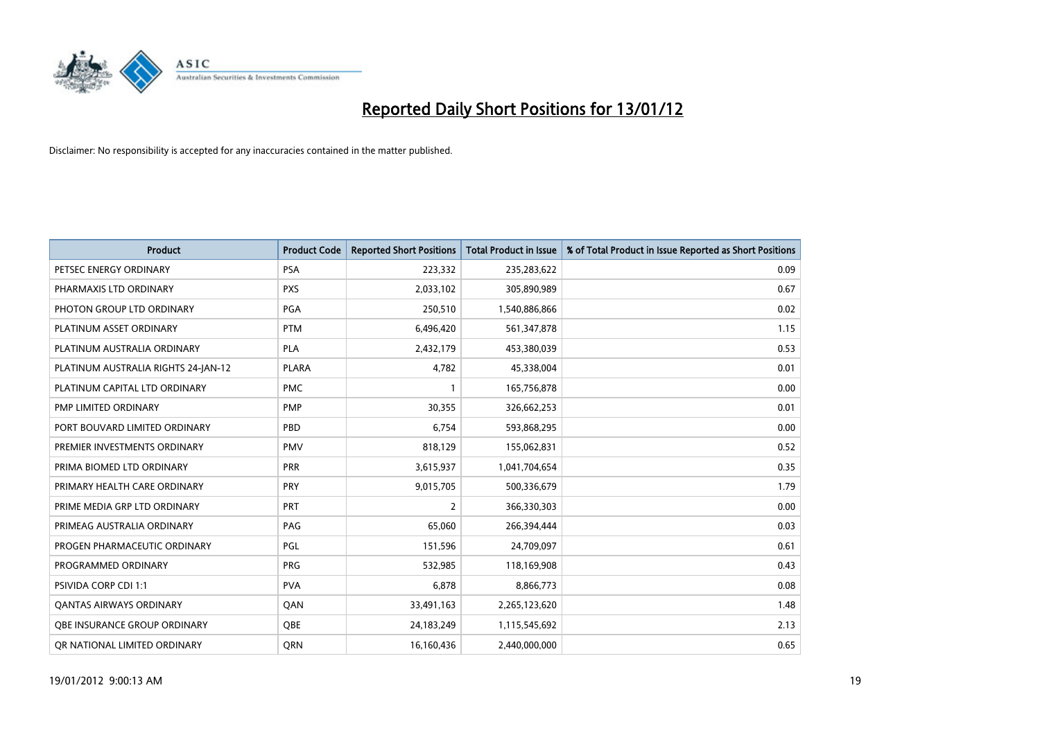# Reported Daily Short Positions for 13/01/12

Disclaimer: No responsibility is accepted for any inaccuracies contained in the matter published.

| Product | Product Code | Reported Short Positions | Total Product in Issue | % of Total Product in Issue Reported as Short Positions |
|---|---|---|---|---|
| PETSEC ENERGY ORDINARY | PSA | 223,332 | 235,283,622 | 0.09 |
| PHARMAXIS LTD ORDINARY | PXS | 2,033,102 | 305,890,989 | 0.67 |
| PHOTON GROUP LTD ORDINARY | PGA | 250,510 | 1,540,886,866 | 0.02 |
| PLATINUM ASSET ORDINARY | PTM | 6,496,420 | 561,347,878 | 1.15 |
| PLATINUM AUSTRALIA ORDINARY | PLA | 2,432,179 | 453,380,039 | 0.53 |
| PLATINUM AUSTRALIA RIGHTS 24-JAN-12 | PLARA | 4,782 | 45,338,004 | 0.01 |
| PLATINUM CAPITAL LTD ORDINARY | PMC | 1 | 165,756,878 | 0.00 |
| PMP LIMITED ORDINARY | PMP | 30,355 | 326,662,253 | 0.01 |
| PORT BOUVARD LIMITED ORDINARY | PBD | 6,754 | 593,868,295 | 0.00 |
| PREMIER INVESTMENTS ORDINARY | PMV | 818,129 | 155,062,831 | 0.52 |
| PRIMA BIOMED LTD ORDINARY | PRR | 3,615,937 | 1,041,704,654 | 0.35 |
| PRIMARY HEALTH CARE ORDINARY | PRY | 9,015,705 | 500,336,679 | 1.79 |
| PRIME MEDIA GRP LTD ORDINARY | PRT | 2 | 366,330,303 | 0.00 |
| PRIMEAG AUSTRALIA ORDINARY | PAG | 65,060 | 266,394,444 | 0.03 |
| PROGEN PHARMACEUTIC ORDINARY | PGL | 151,596 | 24,709,097 | 0.61 |
| PROGRAMMED ORDINARY | PRG | 532,985 | 118,169,908 | 0.43 |
| PSIVIDA CORP CDI 1:1 | PVA | 6,878 | 8,866,773 | 0.08 |
| QANTAS AIRWAYS ORDINARY | QAN | 33,491,163 | 2,265,123,620 | 1.48 |
| QBE INSURANCE GROUP ORDINARY | QBE | 24,183,249 | 1,115,545,692 | 2.13 |
| QR NATIONAL LIMITED ORDINARY | QRN | 16,160,436 | 2,440,000,000 | 0.65 |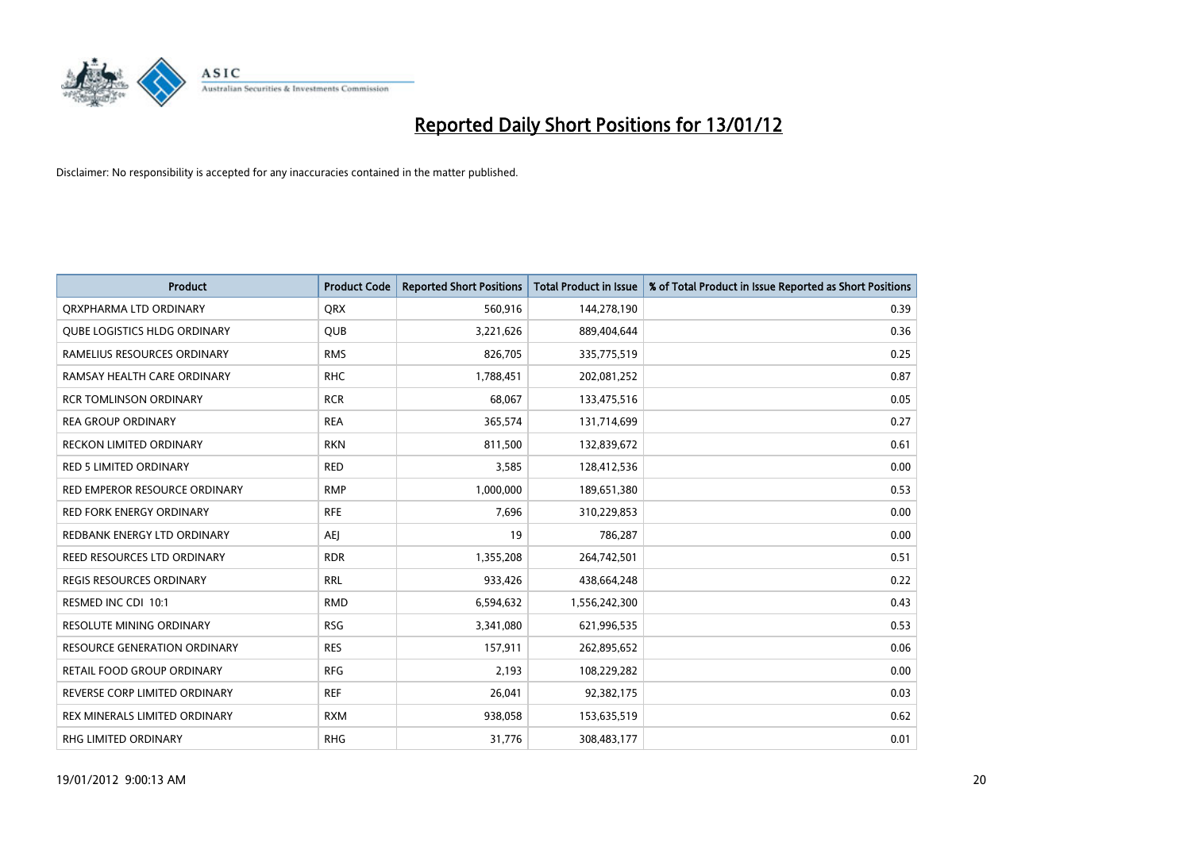# Reported Daily Short Positions for 13/01/12

Disclaimer: No responsibility is accepted for any inaccuracies contained in the matter published.

| Product | Product Code | Reported Short Positions | Total Product in Issue | % of Total Product in Issue Reported as Short Positions |
|---|---|---|---|---|
| QRXPHARMA LTD ORDINARY | QRX | 560,916 | 144,278,190 | 0.39 |
| QUBE LOGISTICS HLDG ORDINARY | QUB | 3,221,626 | 889,404,644 | 0.36 |
| RAMELIUS RESOURCES ORDINARY | RMS | 826,705 | 335,775,519 | 0.25 |
| RAMSAY HEALTH CARE ORDINARY | RHC | 1,788,451 | 202,081,252 | 0.87 |
| RCR TOMLINSON ORDINARY | RCR | 68,067 | 133,475,516 | 0.05 |
| REA GROUP ORDINARY | REA | 365,574 | 131,714,699 | 0.27 |
| RECKON LIMITED ORDINARY | RKN | 811,500 | 132,839,672 | 0.61 |
| RED 5 LIMITED ORDINARY | RED | 3,585 | 128,412,536 | 0.00 |
| RED EMPEROR RESOURCE ORDINARY | RMP | 1,000,000 | 189,651,380 | 0.53 |
| RED FORK ENERGY ORDINARY | RFE | 7,696 | 310,229,853 | 0.00 |
| REDBANK ENERGY LTD ORDINARY | AEJ | 19 | 786,287 | 0.00 |
| REED RESOURCES LTD ORDINARY | RDR | 1,355,208 | 264,742,501 | 0.51 |
| REGIS RESOURCES ORDINARY | RRL | 933,426 | 438,664,248 | 0.22 |
| RESMED INC CDI 10:1 | RMD | 6,594,632 | 1,556,242,300 | 0.43 |
| RESOLUTE MINING ORDINARY | RSG | 3,341,080 | 621,996,535 | 0.53 |
| RESOURCE GENERATION ORDINARY | RES | 157,911 | 262,895,652 | 0.06 |
| RETAIL FOOD GROUP ORDINARY | RFG | 2,193 | 108,229,282 | 0.00 |
| REVERSE CORP LIMITED ORDINARY | REF | 26,041 | 92,382,175 | 0.03 |
| REX MINERALS LIMITED ORDINARY | RXM | 938,058 | 153,635,519 | 0.62 |
| RHG LIMITED ORDINARY | RHG | 31,776 | 308,483,177 | 0.01 |

19/01/2012 9:00:13 AM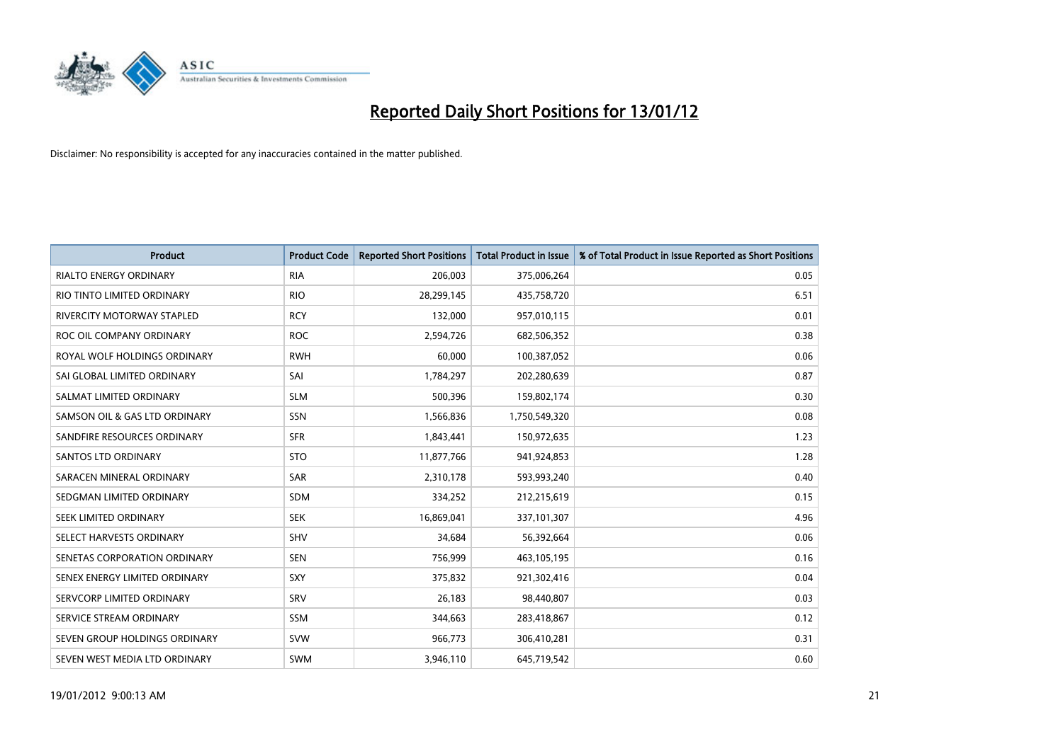# Reported Daily Short Positions for 13/01/12

Disclaimer: No responsibility is accepted for any inaccuracies contained in the matter published.

| Product | Product Code | Reported Short Positions | Total Product in Issue | % of Total Product in Issue Reported as Short Positions |
|---|---|---|---|---|
| RIALTO ENERGY ORDINARY | RIA | 206,003 | 375,006,264 | 0.05 |
| RIO TINTO LIMITED ORDINARY | RIO | 28,299,145 | 435,758,720 | 6.51 |
| RIVERCITY MOTORWAY STAPLED | RCY | 132,000 | 957,010,115 | 0.01 |
| ROC OIL COMPANY ORDINARY | ROC | 2,594,726 | 682,506,352 | 0.38 |
| ROYAL WOLF HOLDINGS ORDINARY | RWH | 60,000 | 100,387,052 | 0.06 |
| SAI GLOBAL LIMITED ORDINARY | SAI | 1,784,297 | 202,280,639 | 0.87 |
| SALMAT LIMITED ORDINARY | SLM | 500,396 | 159,802,174 | 0.30 |
| SAMSON OIL & GAS LTD ORDINARY | SSN | 1,566,836 | 1,750,549,320 | 0.08 |
| SANDFIRE RESOURCES ORDINARY | SFR | 1,843,441 | 150,972,635 | 1.23 |
| SANTOS LTD ORDINARY | STO | 11,877,766 | 941,924,853 | 1.28 |
| SARACEN MINERAL ORDINARY | SAR | 2,310,178 | 593,993,240 | 0.40 |
| SEDGMAN LIMITED ORDINARY | SDM | 334,252 | 212,215,619 | 0.15 |
| SEEK LIMITED ORDINARY | SEK | 16,869,041 | 337,101,307 | 4.96 |
| SELECT HARVESTS ORDINARY | SHV | 34,684 | 56,392,664 | 0.06 |
| SENETAS CORPORATION ORDINARY | SEN | 756,999 | 463,105,195 | 0.16 |
| SENEX ENERGY LIMITED ORDINARY | SXY | 375,832 | 921,302,416 | 0.04 |
| SERVCORP LIMITED ORDINARY | SRV | 26,183 | 98,440,807 | 0.03 |
| SERVICE STREAM ORDINARY | SSM | 344,663 | 283,418,867 | 0.12 |
| SEVEN GROUP HOLDINGS ORDINARY | SVW | 966,773 | 306,410,281 | 0.31 |
| SEVEN WEST MEDIA LTD ORDINARY | SWM | 3,946,110 | 645,719,542 | 0.60 |

19/01/2012 9:00:13 AM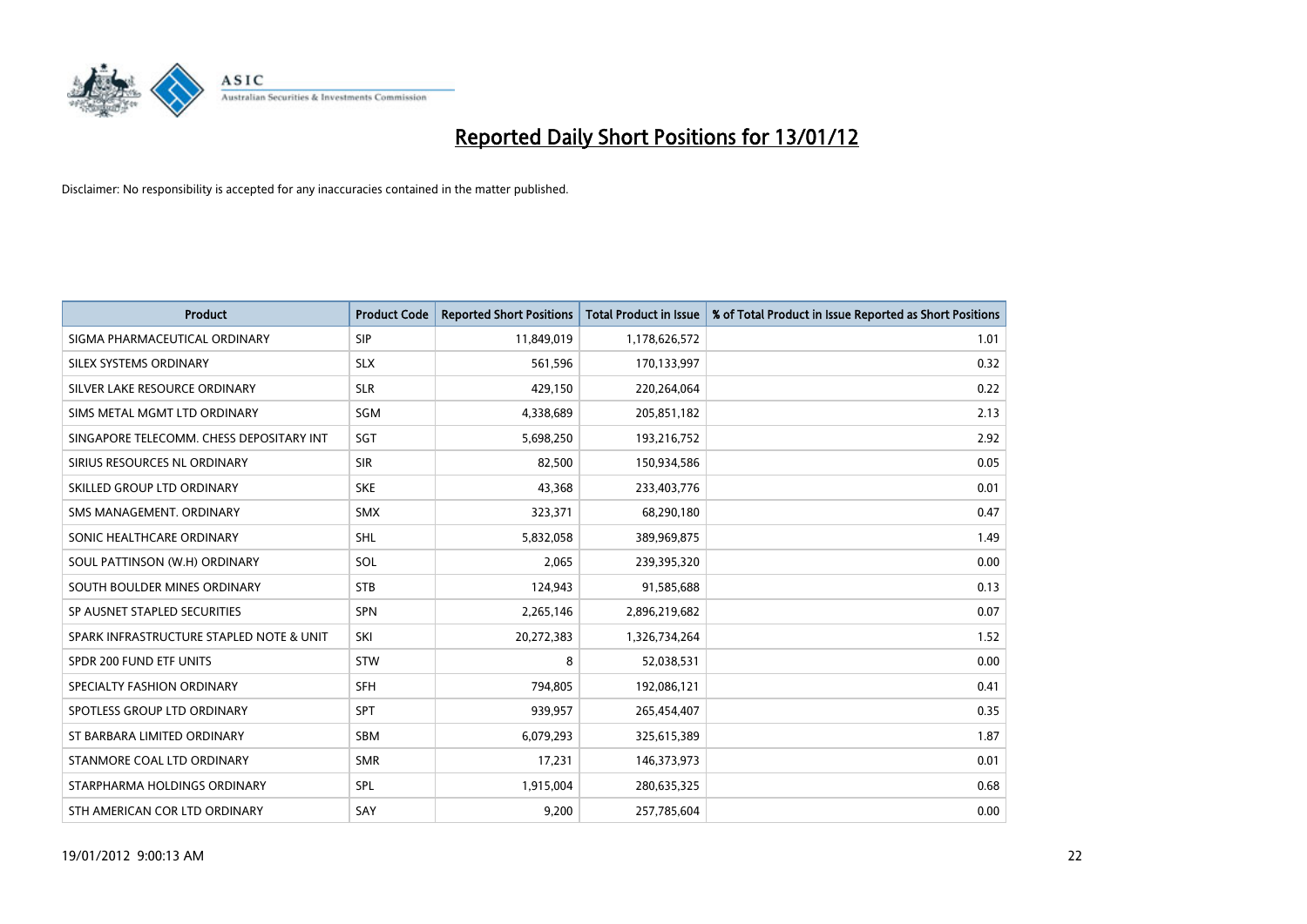# Reported Daily Short Positions for 13/01/12

Disclaimer: No responsibility is accepted for any inaccuracies contained in the matter published.

| Product | Product Code | Reported Short Positions | Total Product in Issue | % of Total Product in Issue Reported as Short Positions |
|---|---|---|---|---|
| SIGMA PHARMACEUTICAL ORDINARY | SIP | 11,849,019 | 1,178,626,572 | 1.01 |
| SILEX SYSTEMS ORDINARY | SLX | 561,596 | 170,133,997 | 0.32 |
| SILVER LAKE RESOURCE ORDINARY | SLR | 429,150 | 220,264,064 | 0.22 |
| SIMS METAL MGMT LTD ORDINARY | SGM | 4,338,689 | 205,851,182 | 2.13 |
| SINGAPORE TELECOMM. CHESS DEPOSITARY INT | SGT | 5,698,250 | 193,216,752 | 2.92 |
| SIRIUS RESOURCES NL ORDINARY | SIR | 82,500 | 150,934,586 | 0.05 |
| SKILLED GROUP LTD ORDINARY | SKE | 43,368 | 233,403,776 | 0.01 |
| SMS MANAGEMENT. ORDINARY | SMX | 323,371 | 68,290,180 | 0.47 |
| SONIC HEALTHCARE ORDINARY | SHL | 5,832,058 | 389,969,875 | 1.49 |
| SOUL PATTINSON (W.H) ORDINARY | SOL | 2,065 | 239,395,320 | 0.00 |
| SOUTH BOULDER MINES ORDINARY | STB | 124,943 | 91,585,688 | 0.13 |
| SP AUSNET STAPLED SECURITIES | SPN | 2,265,146 | 2,896,219,682 | 0.07 |
| SPARK INFRASTRUCTURE STAPLED NOTE & UNIT | SKI | 20,272,383 | 1,326,734,264 | 1.52 |
| SPDR 200 FUND ETF UNITS | STW | 8 | 52,038,531 | 0.00 |
| SPECIALTY FASHION ORDINARY | SFH | 794,805 | 192,086,121 | 0.41 |
| SPOTLESS GROUP LTD ORDINARY | SPT | 939,957 | 265,454,407 | 0.35 |
| ST BARBARA LIMITED ORDINARY | SBM | 6,079,293 | 325,615,389 | 1.87 |
| STANMORE COAL LTD ORDINARY | SMR | 17,231 | 146,373,973 | 0.01 |
| STARPHARMA HOLDINGS ORDINARY | SPL | 1,915,004 | 280,635,325 | 0.68 |
| STH AMERICAN COR LTD ORDINARY | SAY | 9,200 | 257,785,604 | 0.00 |

19/01/2012 9:00:13 AM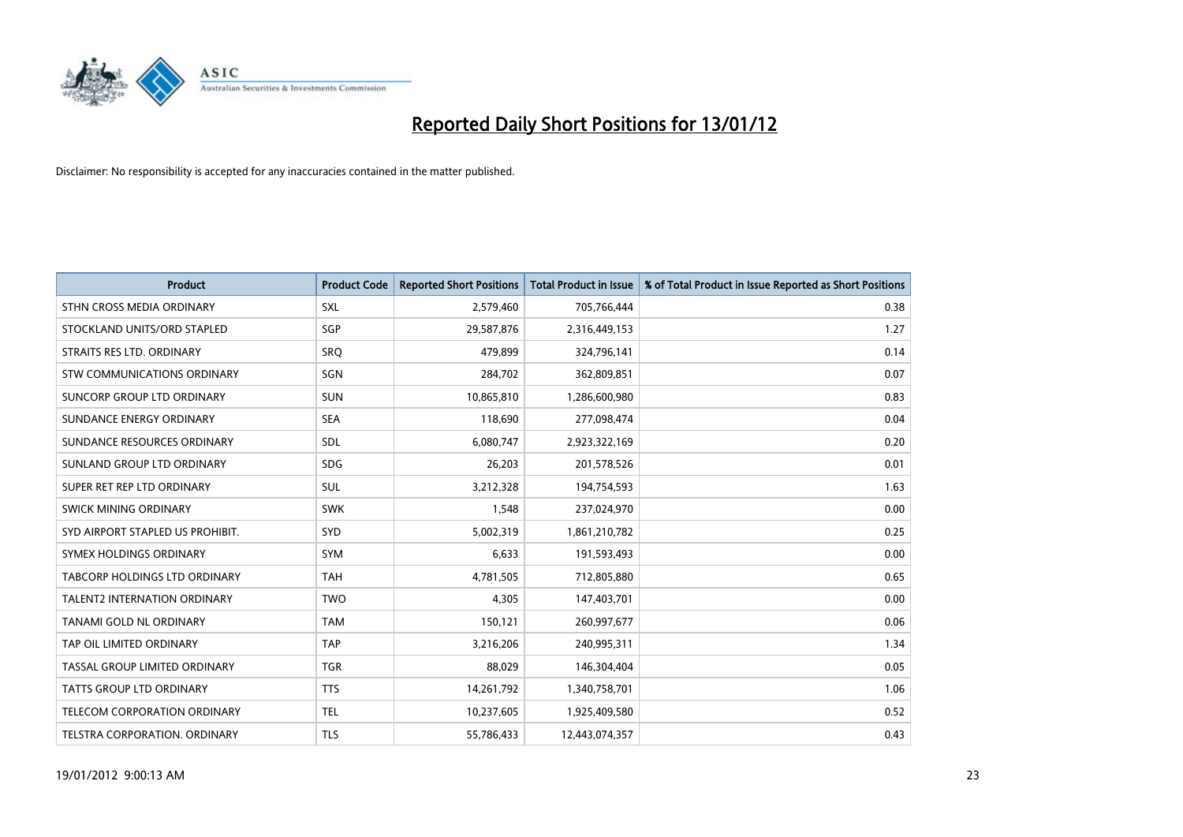# Reported Daily Short Positions for 13/01/12

Disclaimer: No responsibility is accepted for any inaccuracies contained in the matter published.

| Product | Product Code | Reported Short Positions | Total Product in Issue | % of Total Product in Issue Reported as Short Positions |
|---|---|---|---|---|
| STHN CROSS MEDIA ORDINARY | SXL | 2,579,460 | 705,766,444 | 0.38 |
| STOCKLAND UNITS/ORD STAPLED | SGP | 29,587,876 | 2,316,449,153 | 1.27 |
| STRAITS RES LTD. ORDINARY | SRQ | 479,899 | 324,796,141 | 0.14 |
| STW COMMUNICATIONS ORDINARY | SGN | 284,702 | 362,809,851 | 0.07 |
| SUNCORP GROUP LTD ORDINARY | SUN | 10,865,810 | 1,286,600,980 | 0.83 |
| SUNDANCE ENERGY ORDINARY | SEA | 118,690 | 277,098,474 | 0.04 |
| SUNDANCE RESOURCES ORDINARY | SDL | 6,080,747 | 2,923,322,169 | 0.20 |
| SUNLAND GROUP LTD ORDINARY | SDG | 26,203 | 201,578,526 | 0.01 |
| SUPER RET REP LTD ORDINARY | SUL | 3,212,328 | 194,754,593 | 1.63 |
| SWICK MINING ORDINARY | SWK | 1,548 | 237,024,970 | 0.00 |
| SYD AIRPORT STAPLED US PROHIBIT. | SYD | 5,002,319 | 1,861,210,782 | 0.25 |
| SYMEX HOLDINGS ORDINARY | SYM | 6,633 | 191,593,493 | 0.00 |
| TABCORP HOLDINGS LTD ORDINARY | TAH | 4,781,505 | 712,805,880 | 0.65 |
| TALENT2 INTERNATION ORDINARY | TWO | 4,305 | 147,403,701 | 0.00 |
| TANAMI GOLD NL ORDINARY | TAM | 150,121 | 260,997,677 | 0.06 |
| TAP OIL LIMITED ORDINARY | TAP | 3,216,206 | 240,995,311 | 1.34 |
| TASSAL GROUP LIMITED ORDINARY | TGR | 88,029 | 146,304,404 | 0.05 |
| TATTS GROUP LTD ORDINARY | TTS | 14,261,792 | 1,340,758,701 | 1.06 |
| TELECOM CORPORATION ORDINARY | TEL | 10,237,605 | 1,925,409,580 | 0.52 |
| TELSTRA CORPORATION. ORDINARY | TLS | 55,786,433 | 12,443,074,357 | 0.43 |

19/01/2012 9:00:13 AM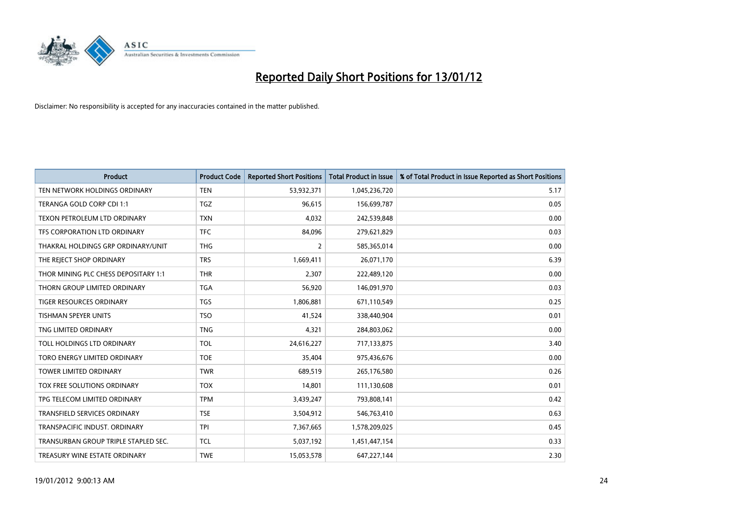# Reported Daily Short Positions for 13/01/12

Disclaimer: No responsibility is accepted for any inaccuracies contained in the matter published.

| Product | Product Code | Reported Short Positions | Total Product in Issue | % of Total Product in Issue Reported as Short Positions |
|---|---|---|---|---|
| TEN NETWORK HOLDINGS ORDINARY | TEN | 53,932,371 | 1,045,236,720 | 5.17 |
| TERANGA GOLD CORP CDI 1:1 | TGZ | 96,615 | 156,699,787 | 0.05 |
| TEXON PETROLEUM LTD ORDINARY | TXN | 4,032 | 242,539,848 | 0.00 |
| TFS CORPORATION LTD ORDINARY | TFC | 84,096 | 279,621,829 | 0.03 |
| THAKRAL HOLDINGS GRP ORDINARY/UNIT | THG | 2 | 585,365,014 | 0.00 |
| THE REJECT SHOP ORDINARY | TRS | 1,669,411 | 26,071,170 | 6.39 |
| THOR MINING PLC CHESS DEPOSITARY 1:1 | THR | 2,307 | 222,489,120 | 0.00 |
| THORN GROUP LIMITED ORDINARY | TGA | 56,920 | 146,091,970 | 0.03 |
| TIGER RESOURCES ORDINARY | TGS | 1,806,881 | 671,110,549 | 0.25 |
| TISHMAN SPEYER UNITS | TSO | 41,524 | 338,440,904 | 0.01 |
| TNG LIMITED ORDINARY | TNG | 4,321 | 284,803,062 | 0.00 |
| TOLL HOLDINGS LTD ORDINARY | TOL | 24,616,227 | 717,133,875 | 3.40 |
| TORO ENERGY LIMITED ORDINARY | TOE | 35,404 | 975,436,676 | 0.00 |
| TOWER LIMITED ORDINARY | TWR | 689,519 | 265,176,580 | 0.26 |
| TOX FREE SOLUTIONS ORDINARY | TOX | 14,801 | 111,130,608 | 0.01 |
| TPG TELECOM LIMITED ORDINARY | TPM | 3,439,247 | 793,808,141 | 0.42 |
| TRANSFIELD SERVICES ORDINARY | TSE | 3,504,912 | 546,763,410 | 0.63 |
| TRANSPACIFIC INDUST. ORDINARY | TPI | 7,367,665 | 1,578,209,025 | 0.45 |
| TRANSURBAN GROUP TRIPLE STAPLED SEC. | TCL | 5,037,192 | 1,451,447,154 | 0.33 |
| TREASURY WINE ESTATE ORDINARY | TWE | 15,053,578 | 647,227,144 | 2.30 |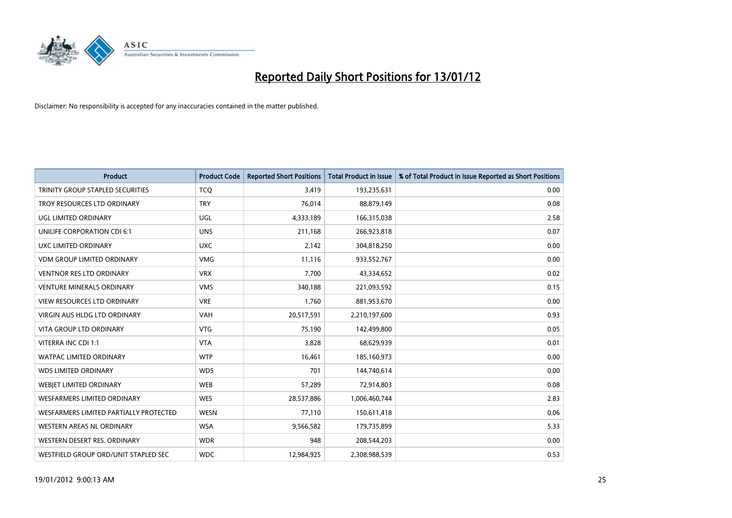# Reported Daily Short Positions for 13/01/12

Disclaimer: No responsibility is accepted for any inaccuracies contained in the matter published.

| Product | Product Code | Reported Short Positions | Total Product in Issue | % of Total Product in Issue Reported as Short Positions |
|---|---|---|---|---|
| TRINITY GROUP STAPLED SECURITIES | TCQ | 3,419 | 193,235,631 | 0.00 |
| TROY RESOURCES LTD ORDINARY | TRY | 76,014 | 88,879,149 | 0.08 |
| UGL LIMITED ORDINARY | UGL | 4,333,189 | 166,315,038 | 2.58 |
| UNILIFE CORPORATION CDI 6:1 | UNS | 211,168 | 266,923,818 | 0.07 |
| UXC LIMITED ORDINARY | UXC | 2,142 | 304,818,250 | 0.00 |
| VDM GROUP LIMITED ORDINARY | VMG | 11,116 | 933,552,767 | 0.00 |
| VENTNOR RES LTD ORDINARY | VRX | 7,700 | 43,334,652 | 0.02 |
| VENTURE MINERALS ORDINARY | VMS | 340,188 | 221,093,592 | 0.15 |
| VIEW RESOURCES LTD ORDINARY | VRE | 1,760 | 881,953,670 | 0.00 |
| VIRGIN AUS HLDG LTD ORDINARY | VAH | 20,517,591 | 2,210,197,600 | 0.93 |
| VITA GROUP LTD ORDINARY | VTG | 75,190 | 142,499,800 | 0.05 |
| VITERRA INC CDI 1:1 | VTA | 3,828 | 68,629,939 | 0.01 |
| WATPAC LIMITED ORDINARY | WTP | 16,461 | 185,160,973 | 0.00 |
| WDS LIMITED ORDINARY | WDS | 701 | 144,740,614 | 0.00 |
| WEBJET LIMITED ORDINARY | WEB | 57,289 | 72,914,803 | 0.08 |
| WESFARMERS LIMITED ORDINARY | WES | 28,537,886 | 1,006,460,744 | 2.83 |
| WESFARMERS LIMITED PARTIALLY PROTECTED | WESN | 77,110 | 150,611,418 | 0.06 |
| WESTERN AREAS NL ORDINARY | WSA | 9,566,582 | 179,735,899 | 5.33 |
| WESTERN DESERT RES. ORDINARY | WDR | 948 | 208,544,203 | 0.00 |
| WESTFIELD GROUP ORD/UNIT STAPLED SEC | WDC | 12,984,925 | 2,308,988,539 | 0.53 |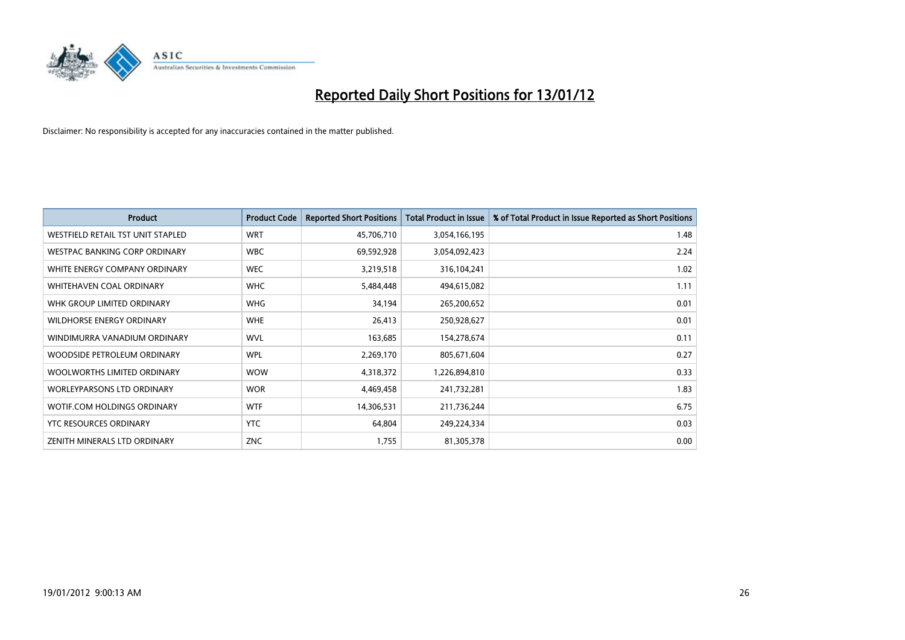# Reported Daily Short Positions for 13/01/12

Disclaimer: No responsibility is accepted for any inaccuracies contained in the matter published.

| Product | Product Code | Reported Short Positions | Total Product in Issue | % of Total Product in Issue Reported as Short Positions |
|---|---|---|---|---|
| WESTFIELD RETAIL TST UNIT STAPLED | WRT | 45,706,710 | 3,054,166,195 | 1.48 |
| WESTPAC BANKING CORP ORDINARY | WBC | 69,592,928 | 3,054,092,423 | 2.24 |
| WHITE ENERGY COMPANY ORDINARY | WEC | 3,219,518 | 316,104,241 | 1.02 |
| WHITEHAVEN COAL ORDINARY | WHC | 5,484,448 | 494,615,082 | 1.11 |
| WHK GROUP LIMITED ORDINARY | WHG | 34,194 | 265,200,652 | 0.01 |
| WILDHORSE ENERGY ORDINARY | WHE | 26,413 | 250,928,627 | 0.01 |
| WINDIMURRA VANADIUM ORDINARY | WVL | 163,685 | 154,278,674 | 0.11 |
| WOODSIDE PETROLEUM ORDINARY | WPL | 2,269,170 | 805,671,604 | 0.27 |
| WOOLWORTHS LIMITED ORDINARY | WOW | 4,318,372 | 1,226,894,810 | 0.33 |
| WORLEYPARSONS LTD ORDINARY | WOR | 4,469,458 | 241,732,281 | 1.83 |
| WOTIF.COM HOLDINGS ORDINARY | WTF | 14,306,531 | 211,736,244 | 6.75 |
| YTC RESOURCES ORDINARY | YTC | 64,804 | 249,224,334 | 0.03 |
| ZENITH MINERALS LTD ORDINARY | ZNC | 1,755 | 81,305,378 | 0.00 |

19/01/2012 9:00:13 AM